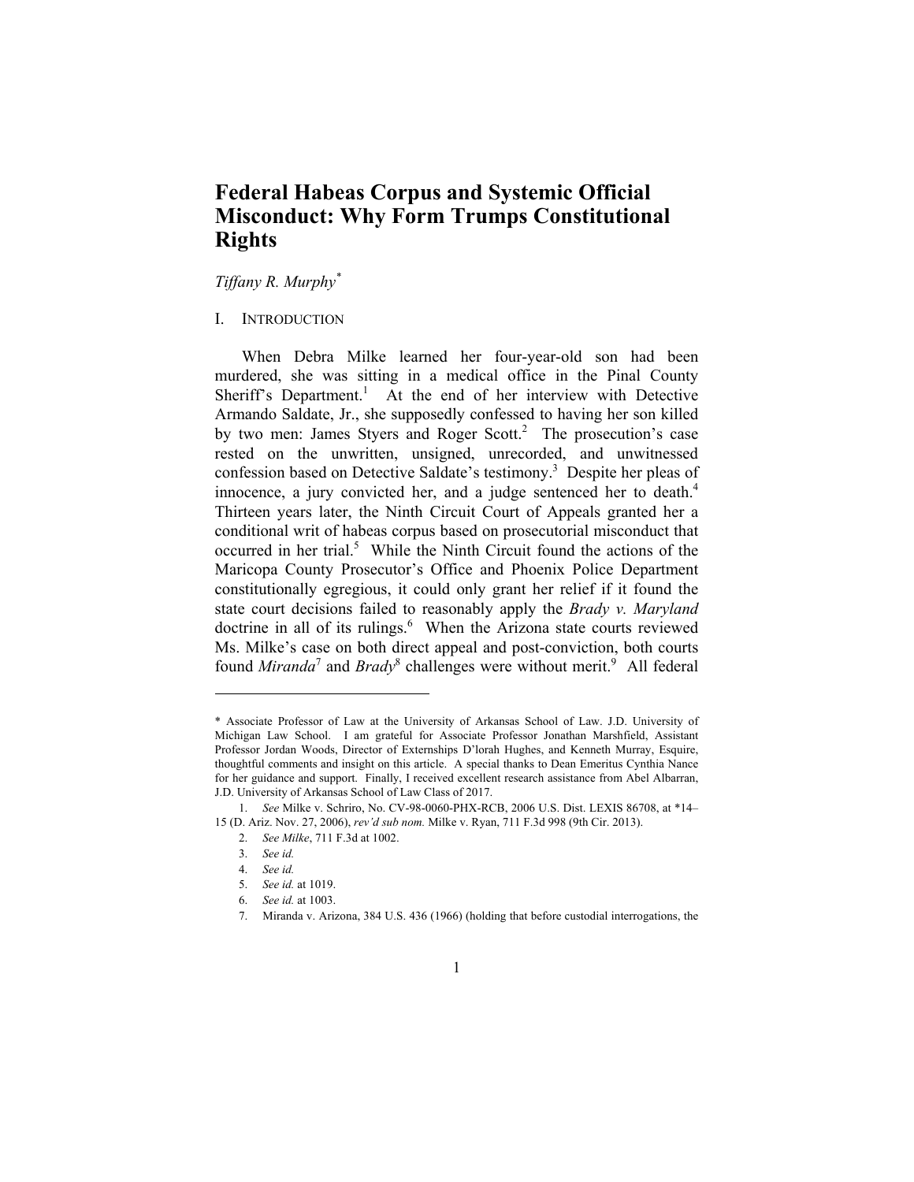# Federal Habeas Corpus and Systemic Official Misconduct: Why Form Trumps Constitutional Rights

*Tiffany R. Murphy*[*]

## I. INTRODUCTION

When Debra Milke learned her four-year-old son had been murdered, she was sitting in a medical office in the Pinal County Sheriff's Department.[1] At the end of her interview with Detective Armando Saldate, Jr., she supposedly confessed to having her son killed by two men: James Styers and Roger Scott.[2] The prosecution's case rested on the unwritten, unsigned, unrecorded, and unwitnessed confession based on Detective Saldate's testimony.[3] Despite her pleas of innocence, a jury convicted her, and a judge sentenced her to death.[4] Thirteen years later, the Ninth Circuit Court of Appeals granted her a conditional writ of habeas corpus based on prosecutorial misconduct that occurred in her trial.[5] While the Ninth Circuit found the actions of the Maricopa County Prosecutor's Office and Phoenix Police Department constitutionally egregious, it could only grant her relief if it found the state court decisions failed to reasonably apply the *Brady v. Maryland* doctrine in all of its rulings.[6] When the Arizona state courts reviewed Ms. Milke's case on both direct appeal and post-conviction, both courts found *Miranda*[7] and *Brady*[8] challenges were without merit.[9] All federal

---

\* Associate Professor of Law at the University of Arkansas School of Law. J.D. University of Michigan Law School. I am grateful for Associate Professor Jonathan Marshfield, Assistant Professor Jordan Woods, Director of Externships D'lorah Hughes, and Kenneth Murray, Esquire, thoughtful comments and insight on this article. A special thanks to Dean Emeritus Cynthia Nance for her guidance and support. Finally, I received excellent research assistance from Abel Albarran, J.D. University of Arkansas School of Law Class of 2017.

1. *See* Milke v. Schriro, No. CV-98-0060-PHX-RCB, 2006 U.S. Dist. LEXIS 86708, at \*14–15 (D. Ariz. Nov. 27, 2006), *rev'd sub nom.* Milke v. Ryan, 711 F.3d 998 (9th Cir. 2013).

2. *See Milke*, 711 F.3d at 1002.

3. *See id.*

4. *See id.*

5. *See id.* at 1019.

6. *See id.* at 1003.

7. Miranda v. Arizona, 384 U.S. 436 (1966) (holding that before custodial interrogations, the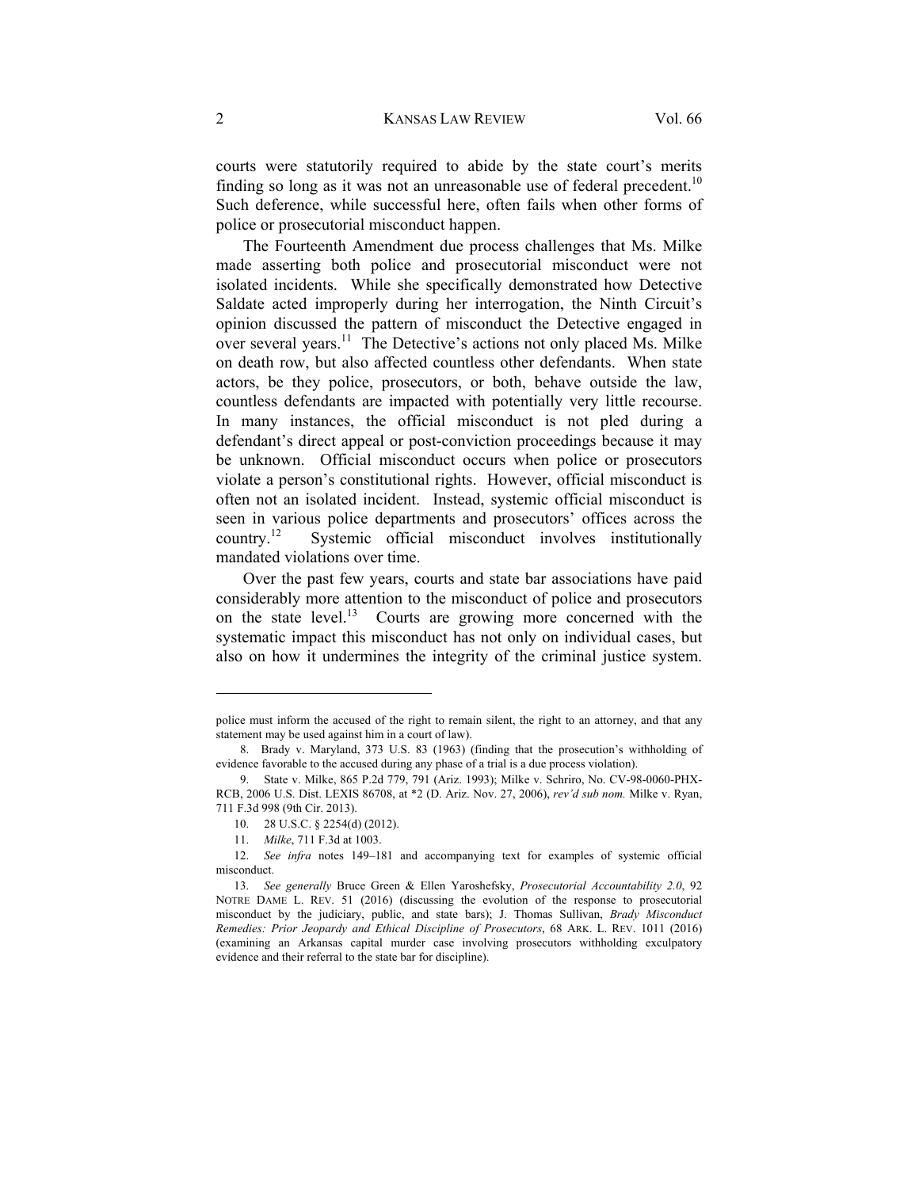courts were statutorily required to abide by the state court's merits finding so long as it was not an unreasonable use of federal precedent.[10] Such deference, while successful here, often fails when other forms of police or prosecutorial misconduct happen.

The Fourteenth Amendment due process challenges that Ms. Milke made asserting both police and prosecutorial misconduct were not isolated incidents. While she specifically demonstrated how Detective Saldate acted improperly during her interrogation, the Ninth Circuit's opinion discussed the pattern of misconduct the Detective engaged in over several years.[11] The Detective's actions not only placed Ms. Milke on death row, but also affected countless other defendants. When state actors, be they police, prosecutors, or both, behave outside the law, countless defendants are impacted with potentially very little recourse. In many instances, the official misconduct is not pled during a defendant's direct appeal or post-conviction proceedings because it may be unknown. Official misconduct occurs when police or prosecutors violate a person's constitutional rights. However, official misconduct is often not an isolated incident. Instead, systemic official misconduct is seen in various police departments and prosecutors' offices across the country.[12] Systemic official misconduct involves institutionally mandated violations over time.

Over the past few years, courts and state bar associations have paid considerably more attention to the misconduct of police and prosecutors on the state level.[13] Courts are growing more concerned with the systematic impact this misconduct has not only on individual cases, but also on how it undermines the integrity of the criminal justice system.

---

police must inform the accused of the right to remain silent, the right to an attorney, and that any statement may be used against him in a court of law).

8. Brady v. Maryland, 373 U.S. 83 (1963) (finding that the prosecution's withholding of evidence favorable to the accused during any phase of a trial is a due process violation).

9. State v. Milke, 865 P.2d 779, 791 (Ariz. 1993); Milke v. Schriro, No. CV-98-0060-PHX-RCB, 2006 U.S. Dist. LEXIS 86708, at *2 (D. Ariz. Nov. 27, 2006), *rev'd sub nom.* Milke v. Ryan, 711 F.3d 998 (9th Cir. 2013).

10. 28 U.S.C. § 2254(d) (2012).

11. *Milke*, 711 F.3d at 1003.

12. *See infra* notes 149–181 and accompanying text for examples of systemic official misconduct.

13. *See generally* Bruce Green & Ellen Yaroshefsky, *Prosecutorial Accountability 2.0*, 92 NOTRE DAME L. REV. 51 (2016) (discussing the evolution of the response to prosecutorial misconduct by the judiciary, public, and state bars); J. Thomas Sullivan, *Brady Misconduct Remedies: Prior Jeopardy and Ethical Discipline of Prosecutors*, 68 ARK. L. REV. 1011 (2016) (examining an Arkansas capital murder case involving prosecutors withholding exculpatory evidence and their referral to the state bar for discipline).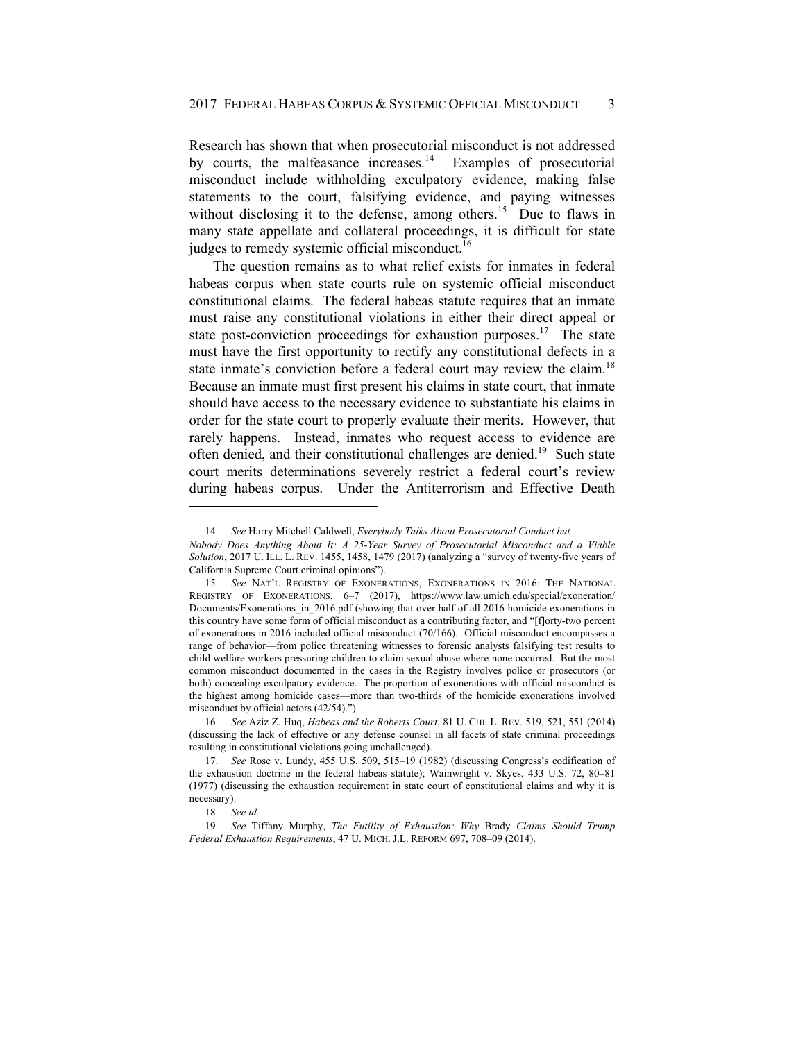Research has shown that when prosecutorial misconduct is not addressed by courts, the malfeasance increases.[14] Examples of prosecutorial misconduct include withholding exculpatory evidence, making false statements to the court, falsifying evidence, and paying witnesses without disclosing it to the defense, among others.[15] Due to flaws in many state appellate and collateral proceedings, it is difficult for state judges to remedy systemic official misconduct.[16]

The question remains as to what relief exists for inmates in federal habeas corpus when state courts rule on systemic official misconduct constitutional claims. The federal habeas statute requires that an inmate must raise any constitutional violations in either their direct appeal or state post-conviction proceedings for exhaustion purposes.[17] The state must have the first opportunity to rectify any constitutional defects in a state inmate's conviction before a federal court may review the claim.[18] Because an inmate must first present his claims in state court, that inmate should have access to the necessary evidence to substantiate his claims in order for the state court to properly evaluate their merits. However, that rarely happens. Instead, inmates who request access to evidence are often denied, and their constitutional challenges are denied.[19] Such state court merits determinations severely restrict a federal court's review during habeas corpus. Under the Antiterrorism and Effective Death

---

14. *See* Harry Mitchell Caldwell, *Everybody Talks About Prosecutorial Conduct but Nobody Does Anything About It: A 25-Year Survey of Prosecutorial Misconduct and a Viable Solution*, 2017 U. ILL. L. REV. 1455, 1458, 1479 (2017) (analyzing a "survey of twenty-five years of California Supreme Court criminal opinions").

15. *See* NAT'L REGISTRY OF EXONERATIONS, EXONERATIONS IN 2016: THE NATIONAL REGISTRY OF EXONERATIONS, 6–7 (2017), https://www.law.umich.edu/special/exoneration/Documents/Exonerations_in_2016.pdf (showing that over half of all 2016 homicide exonerations in this country have some form of official misconduct as a contributing factor, and "[f]orty-two percent of exonerations in 2016 included official misconduct (70/166). Official misconduct encompasses a range of behavior—from police threatening witnesses to forensic analysts falsifying test results to child welfare workers pressuring children to claim sexual abuse where none occurred. But the most common misconduct documented in the cases in the Registry involves police or prosecutors (or both) concealing exculpatory evidence. The proportion of exonerations with official misconduct is the highest among homicide cases—more than two-thirds of the homicide exonerations involved misconduct by official actors (42/54).").

16. *See* Aziz Z. Huq, *Habeas and the Roberts Court*, 81 U. CHI. L. REV. 519, 521, 551 (2014) (discussing the lack of effective or any defense counsel in all facets of state criminal proceedings resulting in constitutional violations going unchallenged).

17. *See* Rose v. Lundy, 455 U.S. 509, 515–19 (1982) (discussing Congress's codification of the exhaustion doctrine in the federal habeas statute); Wainwright v. Skyes, 433 U.S. 72, 80–81 (1977) (discussing the exhaustion requirement in state court of constitutional claims and why it is necessary).

18. *See id.*

19. *See* Tiffany Murphy, *The Futility of Exhaustion: Why* Brady *Claims Should Trump Federal Exhaustion Requirements*, 47 U. MICH. J.L. REFORM 697, 708–09 (2014).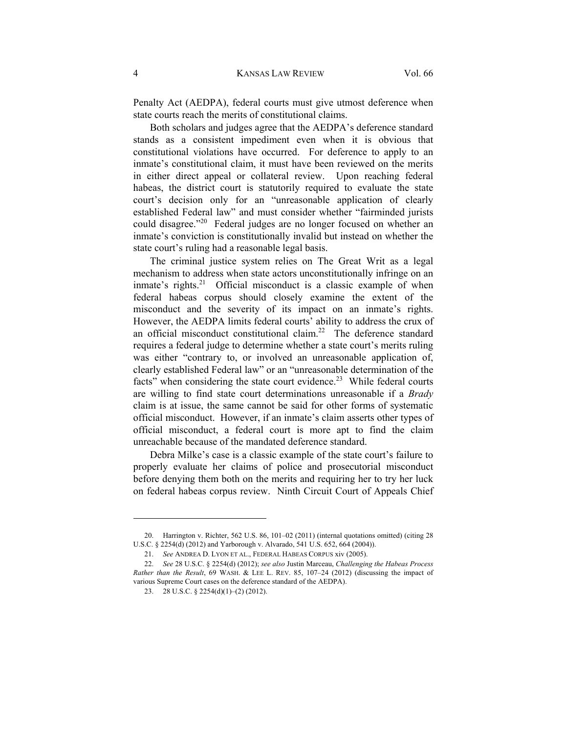Penalty Act (AEDPA), federal courts must give utmost deference when state courts reach the merits of constitutional claims.

Both scholars and judges agree that the AEDPA's deference standard stands as a consistent impediment even when it is obvious that constitutional violations have occurred. For deference to apply to an inmate's constitutional claim, it must have been reviewed on the merits in either direct appeal or collateral review. Upon reaching federal habeas, the district court is statutorily required to evaluate the state court's decision only for an "unreasonable application of clearly established Federal law" and must consider whether "fairminded jurists could disagree."[20] Federal judges are no longer focused on whether an inmate's conviction is constitutionally invalid but instead on whether the state court's ruling had a reasonable legal basis.

The criminal justice system relies on The Great Writ as a legal mechanism to address when state actors unconstitutionally infringe on an inmate's rights.[21] Official misconduct is a classic example of when federal habeas corpus should closely examine the extent of the misconduct and the severity of its impact on an inmate's rights. However, the AEDPA limits federal courts' ability to address the crux of an official misconduct constitutional claim.[22] The deference standard requires a federal judge to determine whether a state court's merits ruling was either "contrary to, or involved an unreasonable application of, clearly established Federal law" or an "unreasonable determination of the facts" when considering the state court evidence.[23] While federal courts are willing to find state court determinations unreasonable if a *Brady* claim is at issue, the same cannot be said for other forms of systematic official misconduct. However, if an inmate's claim asserts other types of official misconduct, a federal court is more apt to find the claim unreachable because of the mandated deference standard.

Debra Milke's case is a classic example of the state court's failure to properly evaluate her claims of police and prosecutorial misconduct before denying them both on the merits and requiring her to try her luck on federal habeas corpus review. Ninth Circuit Court of Appeals Chief

---

20. Harrington v. Richter, 562 U.S. 86, 101–02 (2011) (internal quotations omitted) (citing 28 U.S.C. § 2254(d) (2012) and Yarborough v. Alvarado, 541 U.S. 652, 664 (2004)).

21. *See* ANDREA D. LYON ET AL., FEDERAL HABEAS CORPUS xiv (2005).

22. *See* 28 U.S.C. § 2254(d) (2012); *see also* Justin Marceau, *Challenging the Habeas Process Rather than the Result*, 69 WASH. & LEE L. REV. 85, 107–24 (2012) (discussing the impact of various Supreme Court cases on the deference standard of the AEDPA).

23. 28 U.S.C. § 2254(d)(1)–(2) (2012).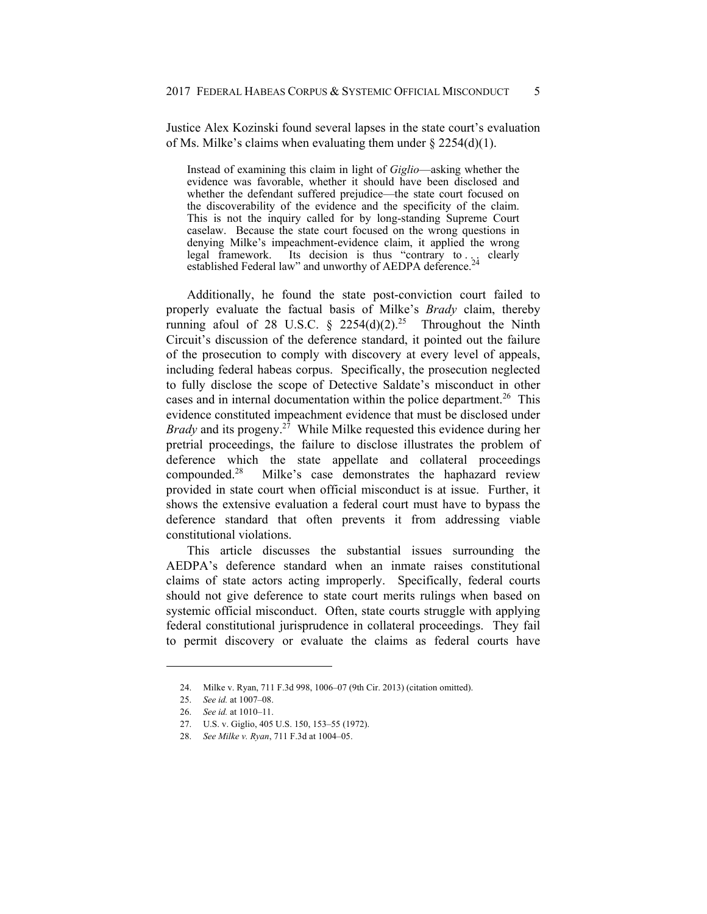Justice Alex Kozinski found several lapses in the state court's evaluation of Ms. Milke's claims when evaluating them under § 2254(d)(1).

> Instead of examining this claim in light of *Giglio*—asking whether the evidence was favorable, whether it should have been disclosed and whether the defendant suffered prejudice—the state court focused on the discoverability of the evidence and the specificity of the claim. This is not the inquiry called for by long-standing Supreme Court caselaw. Because the state court focused on the wrong questions in denying Milke's impeachment-evidence claim, it applied the wrong legal framework. Its decision is thus "contrary to . . . clearly established Federal law" and unworthy of AEDPA deference.[24]

Additionally, he found the state post-conviction court failed to properly evaluate the factual basis of Milke's *Brady* claim, thereby running afoul of 28 U.S.C. § 2254(d)(2).[25] Throughout the Ninth Circuit's discussion of the deference standard, it pointed out the failure of the prosecution to comply with discovery at every level of appeals, including federal habeas corpus. Specifically, the prosecution neglected to fully disclose the scope of Detective Saldate's misconduct in other cases and in internal documentation within the police department.[26] This evidence constituted impeachment evidence that must be disclosed under *Brady* and its progeny.[27] While Milke requested this evidence during her pretrial proceedings, the failure to disclose illustrates the problem of deference which the state appellate and collateral proceedings compounded.[28] Milke's case demonstrates the haphazard review provided in state court when official misconduct is at issue. Further, it shows the extensive evaluation a federal court must have to bypass the deference standard that often prevents it from addressing viable constitutional violations.

This article discusses the substantial issues surrounding the AEDPA's deference standard when an inmate raises constitutional claims of state actors acting improperly. Specifically, federal courts should not give deference to state court merits rulings when based on systemic official misconduct. Often, state courts struggle with applying federal constitutional jurisprudence in collateral proceedings. They fail to permit discovery or evaluate the claims as federal courts have

---

24. Milke v. Ryan, 711 F.3d 998, 1006–07 (9th Cir. 2013) (citation omitted).
25. *See id.* at 1007–08.
26. *See id.* at 1010–11.
27. U.S. v. Giglio, 405 U.S. 150, 153–55 (1972).
28. *See Milke v. Ryan*, 711 F.3d at 1004–05.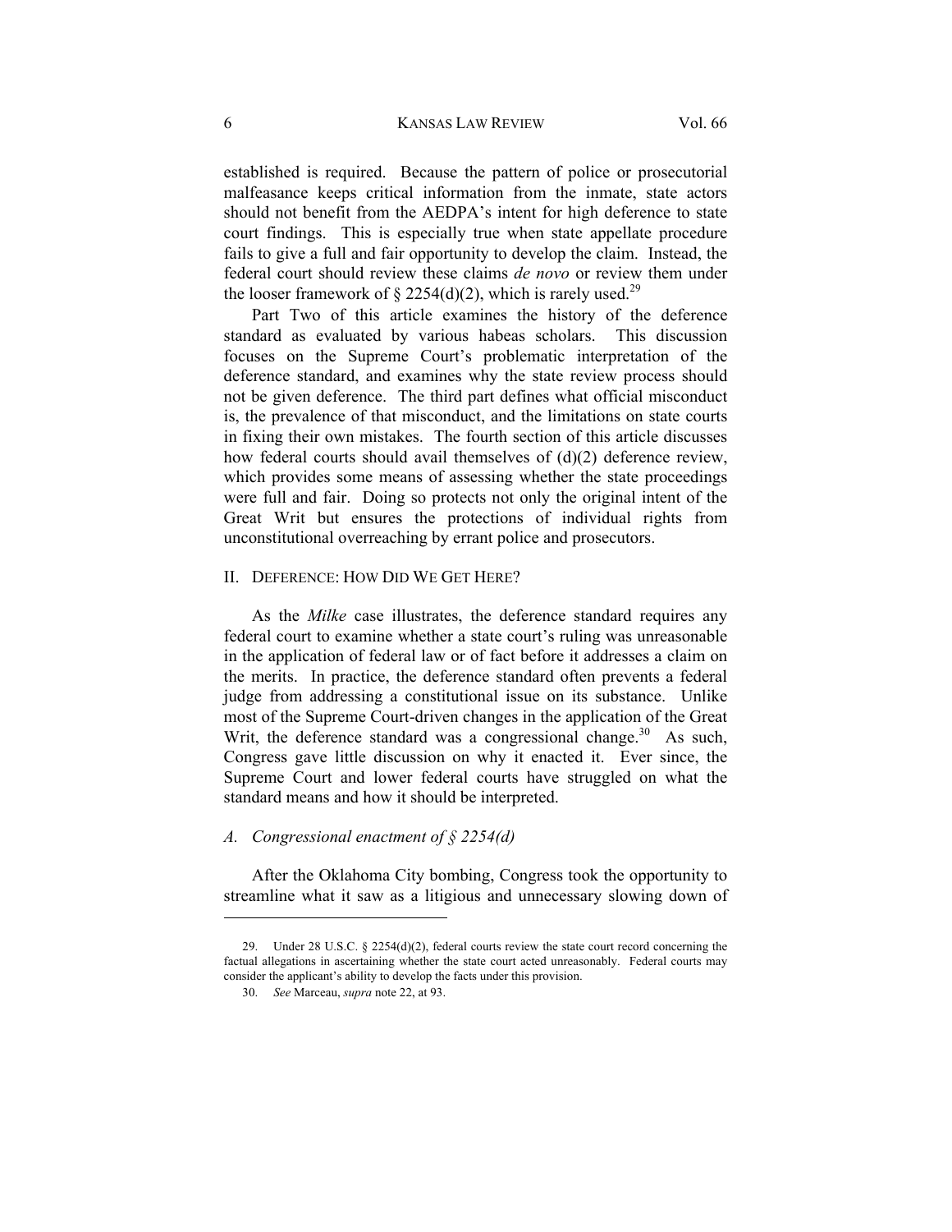established is required. Because the pattern of police or prosecutorial malfeasance keeps critical information from the inmate, state actors should not benefit from the AEDPA's intent for high deference to state court findings. This is especially true when state appellate procedure fails to give a full and fair opportunity to develop the claim. Instead, the federal court should review these claims *de novo* or review them under the looser framework of § 2254(d)(2), which is rarely used.[29]

Part Two of this article examines the history of the deference standard as evaluated by various habeas scholars. This discussion focuses on the Supreme Court's problematic interpretation of the deference standard, and examines why the state review process should not be given deference. The third part defines what official misconduct is, the prevalence of that misconduct, and the limitations on state courts in fixing their own mistakes. The fourth section of this article discusses how federal courts should avail themselves of (d)(2) deference review, which provides some means of assessing whether the state proceedings were full and fair. Doing so protects not only the original intent of the Great Writ but ensures the protections of individual rights from unconstitutional overreaching by errant police and prosecutors.

## II. DEFERENCE: HOW DID WE GET HERE?

As the *Milke* case illustrates, the deference standard requires any federal court to examine whether a state court's ruling was unreasonable in the application of federal law or of fact before it addresses a claim on the merits. In practice, the deference standard often prevents a federal judge from addressing a constitutional issue on its substance. Unlike most of the Supreme Court-driven changes in the application of the Great Writ, the deference standard was a congressional change.[30] As such, Congress gave little discussion on why it enacted it. Ever since, the Supreme Court and lower federal courts have struggled on what the standard means and how it should be interpreted.

### *A. Congressional enactment of § 2254(d)*

After the Oklahoma City bombing, Congress took the opportunity to streamline what it saw as a litigious and unnecessary slowing down of

---

29. Under 28 U.S.C. § 2254(d)(2), federal courts review the state court record concerning the factual allegations in ascertaining whether the state court acted unreasonably. Federal courts may consider the applicant's ability to develop the facts under this provision.

30. *See* Marceau, *supra* note 22, at 93.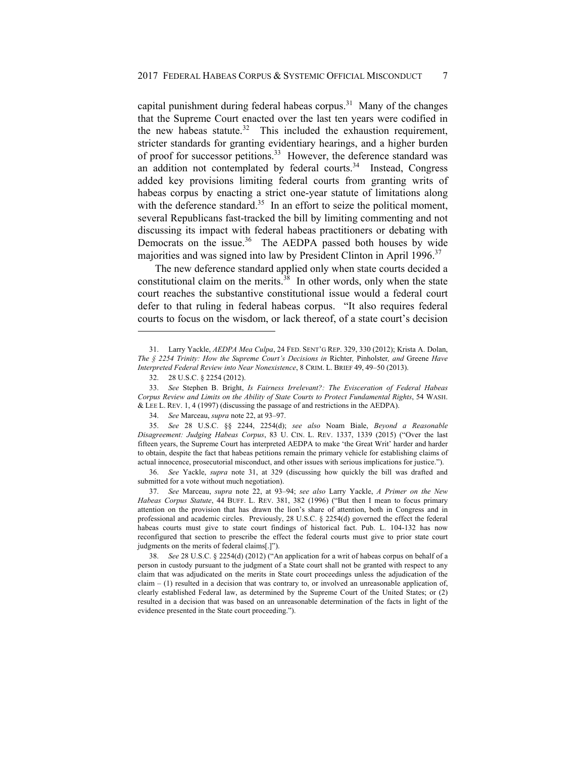capital punishment during federal habeas corpus.[31] Many of the changes that the Supreme Court enacted over the last ten years were codified in the new habeas statute.[32] This included the exhaustion requirement, stricter standards for granting evidentiary hearings, and a higher burden of proof for successor petitions.[33] However, the deference standard was an addition not contemplated by federal courts.[34] Instead, Congress added key provisions limiting federal courts from granting writs of habeas corpus by enacting a strict one-year statute of limitations along with the deference standard.[35] In an effort to seize the political moment, several Republicans fast-tracked the bill by limiting commenting and not discussing its impact with federal habeas practitioners or debating with Democrats on the issue.[36] The AEDPA passed both houses by wide majorities and was signed into law by President Clinton in April 1996.[37]

The new deference standard applied only when state courts decided a constitutional claim on the merits.[38] In other words, only when the state court reaches the substantive constitutional issue would a federal court defer to that ruling in federal habeas corpus. "It also requires federal courts to focus on the wisdom, or lack thereof, of a state court's decision

---

31. Larry Yackle, *AEDPA Mea Culpa*, 24 FED. SENT'G REP. 329, 330 (2012); Krista A. Dolan, *The § 2254 Trinity: How the Supreme Court's Decisions in* Richter*,* Pinholster*, and* Greene *Have Interpreted Federal Review into Near Nonexistence*, 8 CRIM. L. BRIEF 49, 49–50 (2013).

32. 28 U.S.C. § 2254 (2012).

33. *See* Stephen B. Bright, *Is Fairness Irrelevant?: The Evisceration of Federal Habeas Corpus Review and Limits on the Ability of State Courts to Protect Fundamental Rights*, 54 WASH. & LEE L. REV. 1, 4 (1997) (discussing the passage of and restrictions in the AEDPA).

34. *See* Marceau, *supra* note 22, at 93–97.

35. *See* 28 U.S.C. §§ 2244, 2254(d); *see also* Noam Biale, *Beyond a Reasonable Disagreement: Judging Habeas Corpus*, 83 U. CIN. L. REV. 1337, 1339 (2015) ("Over the last fifteen years, the Supreme Court has interpreted AEDPA to make 'the Great Writ' harder and harder to obtain, despite the fact that habeas petitions remain the primary vehicle for establishing claims of actual innocence, prosecutorial misconduct, and other issues with serious implications for justice.").

36. *See* Yackle, *supra* note 31, at 329 (discussing how quickly the bill was drafted and submitted for a vote without much negotiation).

37. *See* Marceau, *supra* note 22, at 93–94; *see also* Larry Yackle, *A Primer on the New Habeas Corpus Statute*, 44 BUFF. L. REV. 381, 382 (1996) ("But then I mean to focus primary attention on the provision that has drawn the lion's share of attention, both in Congress and in professional and academic circles. Previously, 28 U.S.C. § 2254(d) governed the effect the federal habeas courts must give to state court findings of historical fact. Pub. L. 104-132 has now reconfigured that section to prescribe the effect the federal courts must give to prior state court judgments on the merits of federal claims[.]").

38. *See* 28 U.S.C. § 2254(d) (2012) ("An application for a writ of habeas corpus on behalf of a person in custody pursuant to the judgment of a State court shall not be granted with respect to any claim that was adjudicated on the merits in State court proceedings unless the adjudication of the claim – (1) resulted in a decision that was contrary to, or involved an unreasonable application of, clearly established Federal law, as determined by the Supreme Court of the United States; or (2) resulted in a decision that was based on an unreasonable determination of the facts in light of the evidence presented in the State court proceeding.").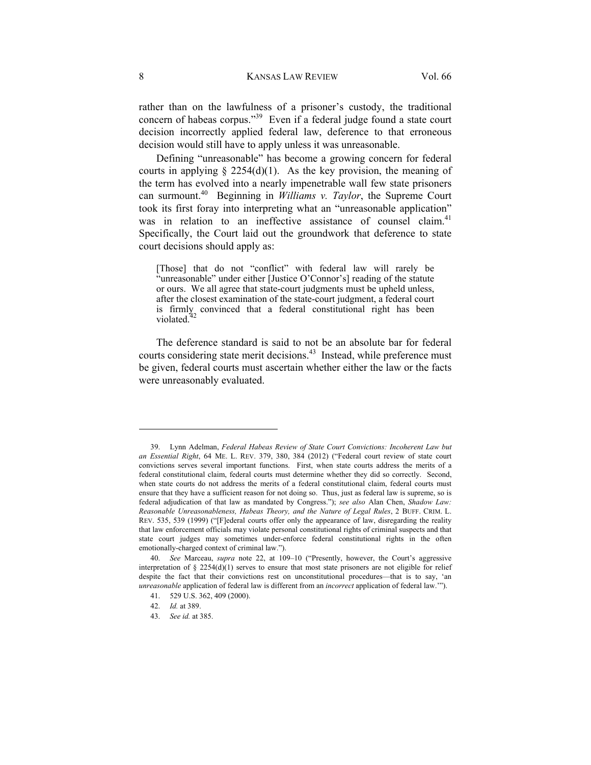rather than on the lawfulness of a prisoner's custody, the traditional concern of habeas corpus."[39] Even if a federal judge found a state court decision incorrectly applied federal law, deference to that erroneous decision would still have to apply unless it was unreasonable.

Defining "unreasonable" has become a growing concern for federal courts in applying § 2254(d)(1). As the key provision, the meaning of the term has evolved into a nearly impenetrable wall few state prisoners can surmount.[40] Beginning in *Williams v. Taylor*, the Supreme Court took its first foray into interpreting what an "unreasonable application" was in relation to an ineffective assistance of counsel claim.[41] Specifically, the Court laid out the groundwork that deference to state court decisions should apply as:

> [Those] that do not "conflict" with federal law will rarely be "unreasonable" under either [Justice O'Connor's] reading of the statute or ours. We all agree that state-court judgments must be upheld unless, after the closest examination of the state-court judgment, a federal court is firmly convinced that a federal constitutional right has been violated.[42]

The deference standard is said to not be an absolute bar for federal courts considering state merit decisions.[43] Instead, while preference must be given, federal courts must ascertain whether either the law or the facts were unreasonably evaluated.

---

39. Lynn Adelman, *Federal Habeas Review of State Court Convictions: Incoherent Law but an Essential Right*, 64 ME. L. REV. 379, 380, 384 (2012) ("Federal court review of state court convictions serves several important functions. First, when state courts address the merits of a federal constitutional claim, federal courts must determine whether they did so correctly. Second, when state courts do not address the merits of a federal constitutional claim, federal courts must ensure that they have a sufficient reason for not doing so. Thus, just as federal law is supreme, so is federal adjudication of that law as mandated by Congress."); *see also* Alan Chen, *Shadow Law: Reasonable Unreasonableness, Habeas Theory, and the Nature of Legal Rules*, 2 BUFF. CRIM. L. REV. 535, 539 (1999) ("[F]ederal courts offer only the appearance of law, disregarding the reality that law enforcement officials may violate personal constitutional rights of criminal suspects and that state court judges may sometimes under-enforce federal constitutional rights in the often emotionally-charged context of criminal law.").

40. *See* Marceau, *supra* note 22, at 109–10 ("Presently, however, the Court's aggressive interpretation of § 2254(d)(1) serves to ensure that most state prisoners are not eligible for relief despite the fact that their convictions rest on unconstitutional procedures—that is to say, 'an *unreasonable* application of federal law is different from an *incorrect* application of federal law.'").

41. 529 U.S. 362, 409 (2000).

42. *Id.* at 389.

43. *See id.* at 385.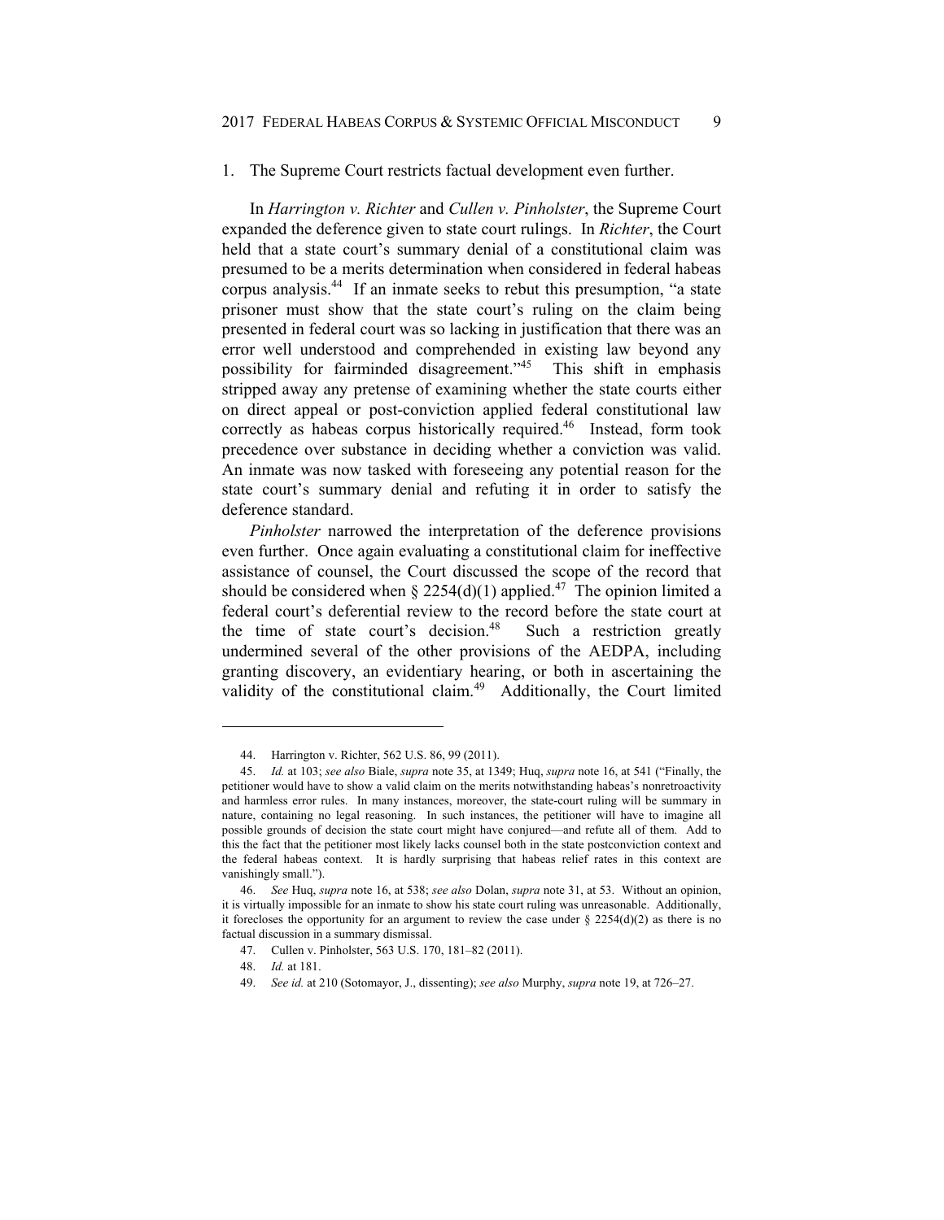1. The Supreme Court restricts factual development even further.

In *Harrington v. Richter* and *Cullen v. Pinholster*, the Supreme Court expanded the deference given to state court rulings. In *Richter*, the Court held that a state court's summary denial of a constitutional claim was presumed to be a merits determination when considered in federal habeas corpus analysis.[44] If an inmate seeks to rebut this presumption, "a state prisoner must show that the state court's ruling on the claim being presented in federal court was so lacking in justification that there was an error well understood and comprehended in existing law beyond any possibility for fairminded disagreement."[45] This shift in emphasis stripped away any pretense of examining whether the state courts either on direct appeal or post-conviction applied federal constitutional law correctly as habeas corpus historically required.[46] Instead, form took precedence over substance in deciding whether a conviction was valid. An inmate was now tasked with foreseeing any potential reason for the state court's summary denial and refuting it in order to satisfy the deference standard.

*Pinholster* narrowed the interpretation of the deference provisions even further. Once again evaluating a constitutional claim for ineffective assistance of counsel, the Court discussed the scope of the record that should be considered when § 2254(d)(1) applied.[47] The opinion limited a federal court's deferential review to the record before the state court at the time of state court's decision.[48] Such a restriction greatly undermined several of the other provisions of the AEDPA, including granting discovery, an evidentiary hearing, or both in ascertaining the validity of the constitutional claim.[49] Additionally, the Court limited

---

44. Harrington v. Richter, 562 U.S. 86, 99 (2011).

45. *Id.* at 103; *see also* Biale, *supra* note 35, at 1349; Huq, *supra* note 16, at 541 ("Finally, the petitioner would have to show a valid claim on the merits notwithstanding habeas's nonretroactivity and harmless error rules. In many instances, moreover, the state-court ruling will be summary in nature, containing no legal reasoning. In such instances, the petitioner will have to imagine all possible grounds of decision the state court might have conjured—and refute all of them. Add to this the fact that the petitioner most likely lacks counsel both in the state postconviction context and the federal habeas context. It is hardly surprising that habeas relief rates in this context are vanishingly small.").

46. *See* Huq, *supra* note 16, at 538; *see also* Dolan, *supra* note 31, at 53. Without an opinion, it is virtually impossible for an inmate to show his state court ruling was unreasonable. Additionally, it forecloses the opportunity for an argument to review the case under § 2254(d)(2) as there is no factual discussion in a summary dismissal.

47. Cullen v. Pinholster, 563 U.S. 170, 181–82 (2011).

48. *Id.* at 181.

49. *See id.* at 210 (Sotomayor, J., dissenting); *see also* Murphy, *supra* note 19, at 726–27.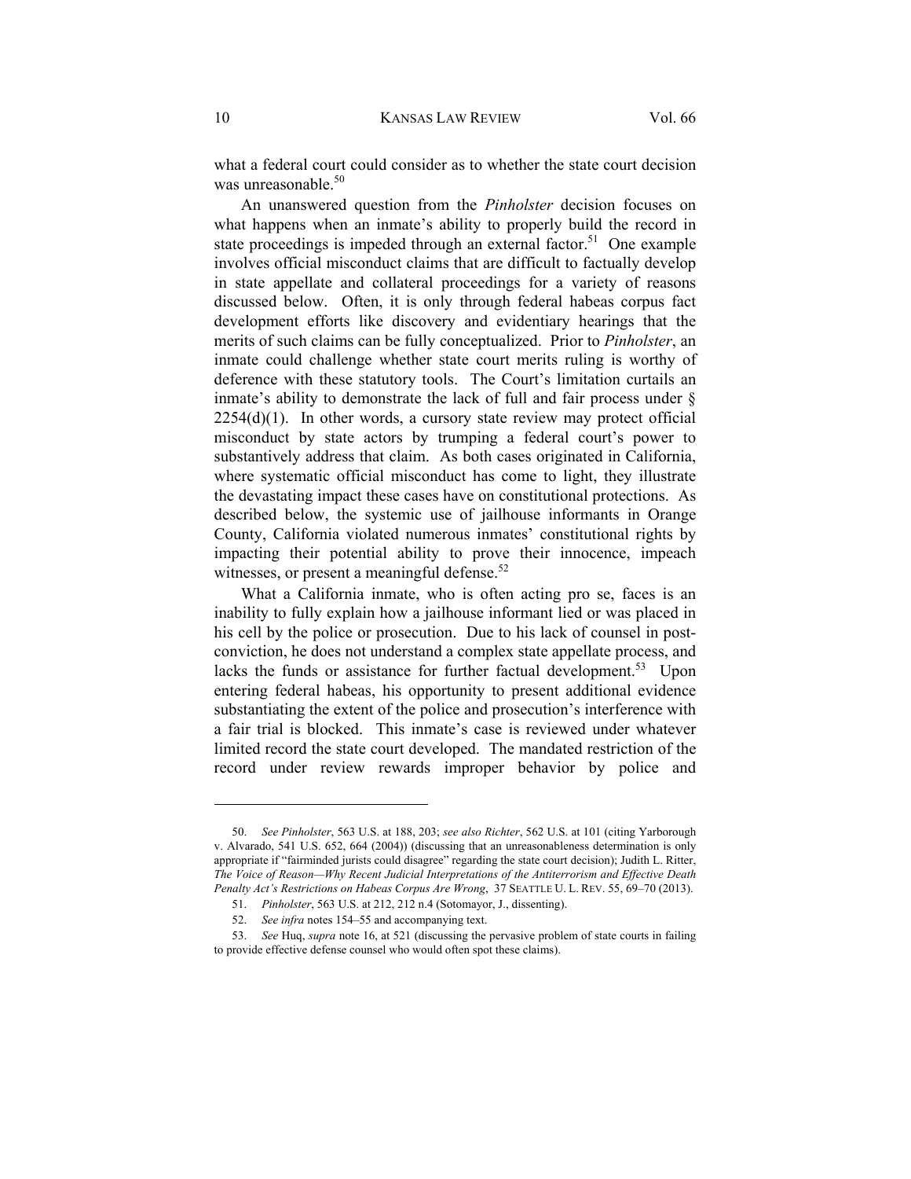what a federal court could consider as to whether the state court decision was unreasonable.[50]

An unanswered question from the *Pinholster* decision focuses on what happens when an inmate's ability to properly build the record in state proceedings is impeded through an external factor.[51] One example involves official misconduct claims that are difficult to factually develop in state appellate and collateral proceedings for a variety of reasons discussed below. Often, it is only through federal habeas corpus fact development efforts like discovery and evidentiary hearings that the merits of such claims can be fully conceptualized. Prior to *Pinholster*, an inmate could challenge whether state court merits ruling is worthy of deference with these statutory tools. The Court's limitation curtails an inmate's ability to demonstrate the lack of full and fair process under § 2254(d)(1). In other words, a cursory state review may protect official misconduct by state actors by trumping a federal court's power to substantively address that claim. As both cases originated in California, where systematic official misconduct has come to light, they illustrate the devastating impact these cases have on constitutional protections. As described below, the systemic use of jailhouse informants in Orange County, California violated numerous inmates' constitutional rights by impacting their potential ability to prove their innocence, impeach witnesses, or present a meaningful defense.[52]

What a California inmate, who is often acting pro se, faces is an inability to fully explain how a jailhouse informant lied or was placed in his cell by the police or prosecution. Due to his lack of counsel in post-conviction, he does not understand a complex state appellate process, and lacks the funds or assistance for further factual development.[53] Upon entering federal habeas, his opportunity to present additional evidence substantiating the extent of the police and prosecution's interference with a fair trial is blocked. This inmate's case is reviewed under whatever limited record the state court developed. The mandated restriction of the record under review rewards improper behavior by police and

---

50. *See Pinholster*, 563 U.S. at 188, 203; *see also Richter*, 562 U.S. at 101 (citing Yarborough v. Alvarado, 541 U.S. 652, 664 (2004)) (discussing that an unreasonableness determination is only appropriate if "fairminded jurists could disagree" regarding the state court decision); Judith L. Ritter, *The Voice of Reason—Why Recent Judicial Interpretations of the Antiterrorism and Effective Death Penalty Act's Restrictions on Habeas Corpus Are Wrong*, 37 SEATTLE U. L. REV. 55, 69–70 (2013).

51. *Pinholster*, 563 U.S. at 212, 212 n.4 (Sotomayor, J., dissenting).

52. *See infra* notes 154–55 and accompanying text.

53. *See* Huq, *supra* note 16, at 521 (discussing the pervasive problem of state courts in failing to provide effective defense counsel who would often spot these claims).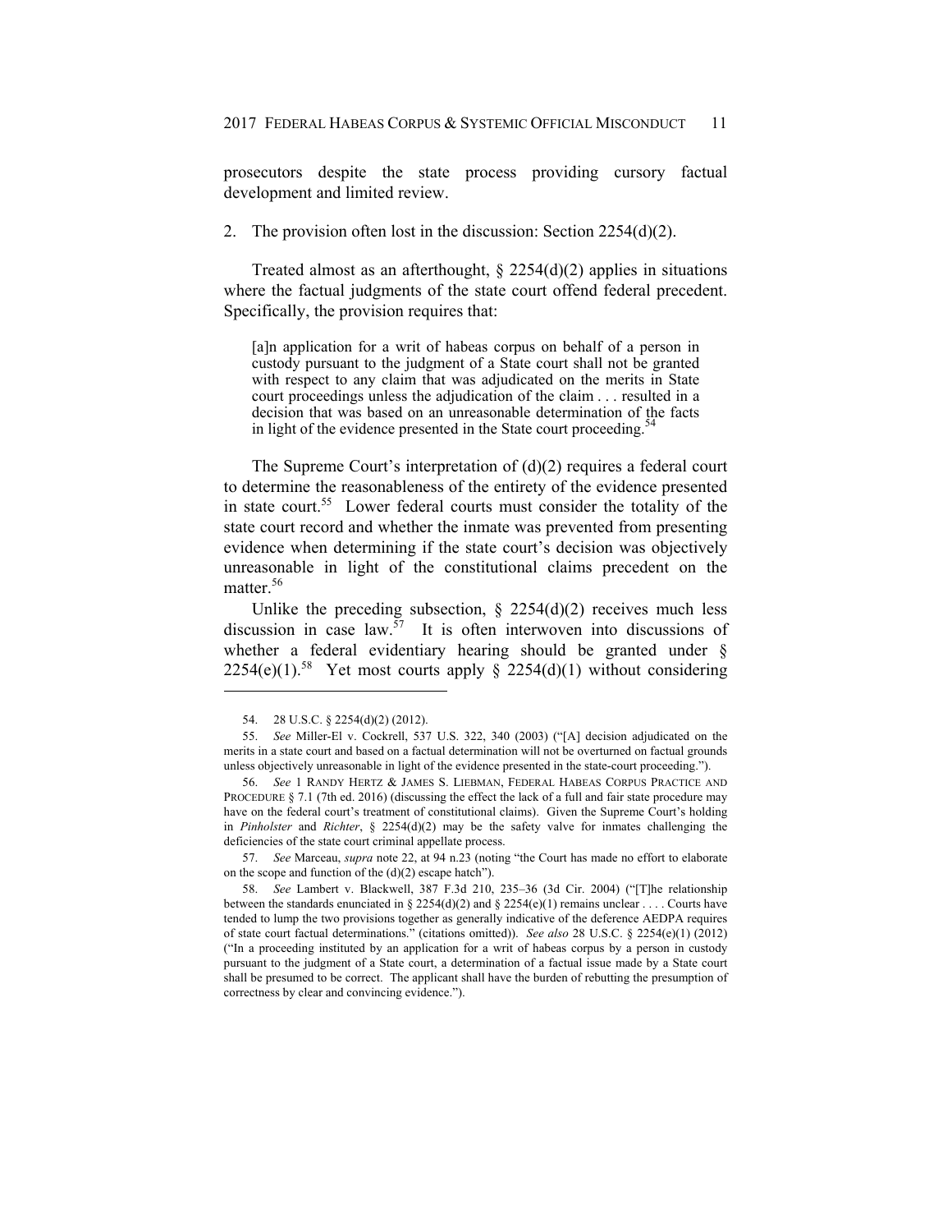prosecutors despite the state process providing cursory factual development and limited review.

2. The provision often lost in the discussion: Section 2254(d)(2).

Treated almost as an afterthought, § 2254(d)(2) applies in situations where the factual judgments of the state court offend federal precedent. Specifically, the provision requires that:

> [a]n application for a writ of habeas corpus on behalf of a person in custody pursuant to the judgment of a State court shall not be granted with respect to any claim that was adjudicated on the merits in State court proceedings unless the adjudication of the claim . . . resulted in a decision that was based on an unreasonable determination of the facts in light of the evidence presented in the State court proceeding.[54]

The Supreme Court's interpretation of (d)(2) requires a federal court to determine the reasonableness of the entirety of the evidence presented in state court.[55] Lower federal courts must consider the totality of the state court record and whether the inmate was prevented from presenting evidence when determining if the state court's decision was objectively unreasonable in light of the constitutional claims precedent on the matter.[56]

Unlike the preceding subsection, § 2254(d)(2) receives much less discussion in case law.[57] It is often interwoven into discussions of whether a federal evidentiary hearing should be granted under § 2254(e)(1).[58] Yet most courts apply § 2254(d)(1) without considering

---

54. 28 U.S.C. § 2254(d)(2) (2012).

55. *See* Miller-El v. Cockrell, 537 U.S. 322, 340 (2003) ("[A] decision adjudicated on the merits in a state court and based on a factual determination will not be overturned on factual grounds unless objectively unreasonable in light of the evidence presented in the state-court proceeding.").

56. *See* 1 RANDY HERTZ & JAMES S. LIEBMAN, FEDERAL HABEAS CORPUS PRACTICE AND PROCEDURE § 7.1 (7th ed. 2016) (discussing the effect the lack of a full and fair state procedure may have on the federal court's treatment of constitutional claims). Given the Supreme Court's holding in *Pinholster* and *Richter*, § 2254(d)(2) may be the safety valve for inmates challenging the deficiencies of the state court criminal appellate process.

57. *See* Marceau, *supra* note 22, at 94 n.23 (noting "the Court has made no effort to elaborate on the scope and function of the (d)(2) escape hatch").

58. *See* Lambert v. Blackwell, 387 F.3d 210, 235–36 (3d Cir. 2004) ("[T]he relationship between the standards enunciated in § 2254(d)(2) and § 2254(e)(1) remains unclear . . . . Courts have tended to lump the two provisions together as generally indicative of the deference AEDPA requires of state court factual determinations." (citations omitted)). *See also* 28 U.S.C. § 2254(e)(1) (2012) ("In a proceeding instituted by an application for a writ of habeas corpus by a person in custody pursuant to the judgment of a State court, a determination of a factual issue made by a State court shall be presumed to be correct. The applicant shall have the burden of rebutting the presumption of correctness by clear and convincing evidence.").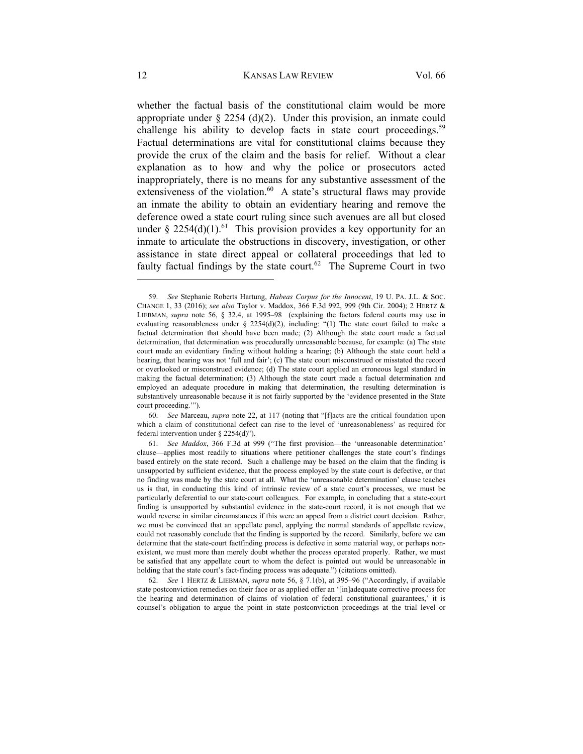whether the factual basis of the constitutional claim would be more appropriate under § 2254 (d)(2). Under this provision, an inmate could challenge his ability to develop facts in state court proceedings.[59] Factual determinations are vital for constitutional claims because they provide the crux of the claim and the basis for relief. Without a clear explanation as to how and why the police or prosecutors acted inappropriately, there is no means for any substantive assessment of the extensiveness of the violation.[60] A state's structural flaws may provide an inmate the ability to obtain an evidentiary hearing and remove the deference owed a state court ruling since such avenues are all but closed under § 2254(d)(1).[61] This provision provides a key opportunity for an inmate to articulate the obstructions in discovery, investigation, or other assistance in state direct appeal or collateral proceedings that led to faulty factual findings by the state court.[62] The Supreme Court in two

---

59. *See* Stephanie Roberts Hartung, *Habeas Corpus for the Innocent*, 19 U. PA. J.L. & SOC. CHANGE 1, 33 (2016); *see also* Taylor v. Maddox, 366 F.3d 992, 999 (9th Cir. 2004); 2 HERTZ & LIEBMAN, *supra* note 56, § 32.4, at 1995–98 (explaining the factors federal courts may use in evaluating reasonableness under § 2254(d)(2), including: "(1) The state court failed to make a factual determination that should have been made; (2) Although the state court made a factual determination, that determination was procedurally unreasonable because, for example: (a) The state court made an evidentiary finding without holding a hearing; (b) Although the state court held a hearing, that hearing was not 'full and fair'; (c) The state court misconstrued or misstated the record or overlooked or misconstrued evidence; (d) The state court applied an erroneous legal standard in making the factual determination; (3) Although the state court made a factual determination and employed an adequate procedure in making that determination, the resulting determination is substantively unreasonable because it is not fairly supported by the 'evidence presented in the State court proceeding.'").

60. *See* Marceau, *supra* note 22, at 117 (noting that "[f]acts are the critical foundation upon which a claim of constitutional defect can rise to the level of 'unreasonableness' as required for federal intervention under § 2254(d)").

61. *See Maddox*, 366 F.3d at 999 ("The first provision—the 'unreasonable determination' clause—applies most readily to situations where petitioner challenges the state court's findings based entirely on the state record. Such a challenge may be based on the claim that the finding is unsupported by sufficient evidence, that the process employed by the state court is defective, or that no finding was made by the state court at all. What the 'unreasonable determination' clause teaches us is that, in conducting this kind of intrinsic review of a state court's processes, we must be particularly deferential to our state-court colleagues. For example, in concluding that a state-court finding is unsupported by substantial evidence in the state-court record, it is not enough that we would reverse in similar circumstances if this were an appeal from a district court decision. Rather, we must be convinced that an appellate panel, applying the normal standards of appellate review, could not reasonably conclude that the finding is supported by the record. Similarly, before we can determine that the state-court factfinding process is defective in some material way, or perhaps non-existent, we must more than merely doubt whether the process operated properly. Rather, we must be satisfied that any appellate court to whom the defect is pointed out would be unreasonable in holding that the state court's fact-finding process was adequate.") (citations omitted).

62. *See* 1 HERTZ & LIEBMAN, *supra* note 56, § 7.1(b), at 395–96 ("Accordingly, if available state postconviction remedies on their face or as applied offer an '[in]adequate corrective process for the hearing and determination of claims of violation of federal constitutional guarantees,' it is counsel's obligation to argue the point in state postconviction proceedings at the trial level or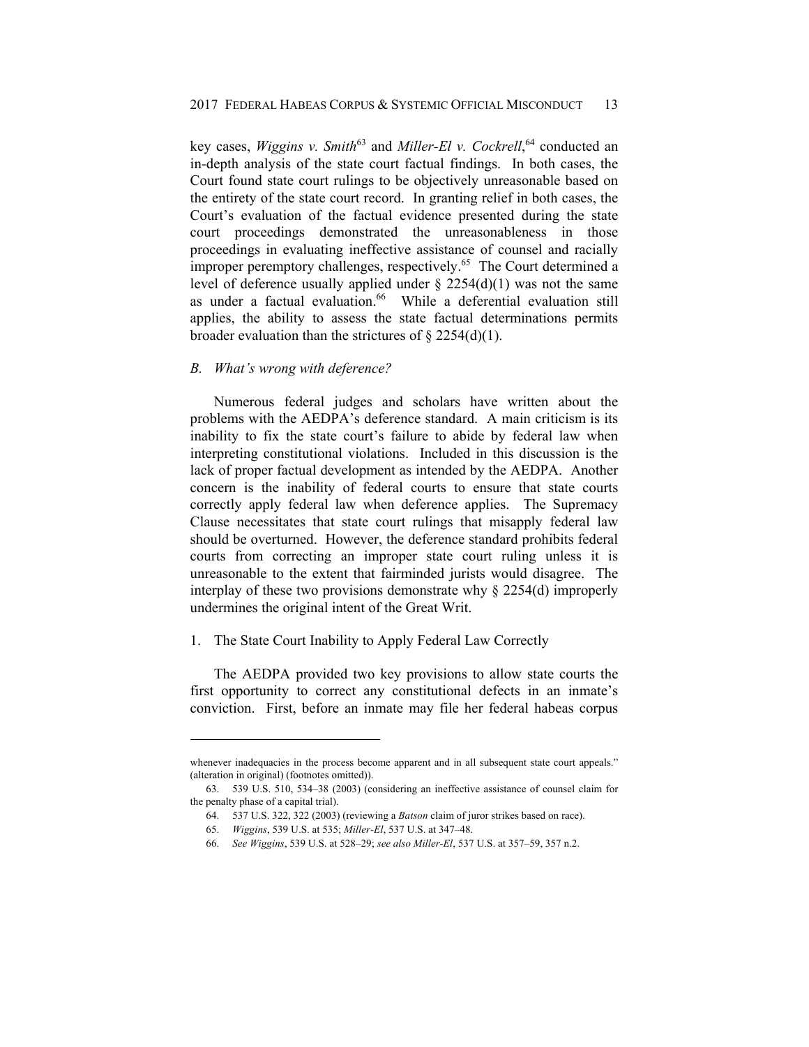key cases, *Wiggins v. Smith*[63] and *Miller-El v. Cockrell*,[64] conducted an in-depth analysis of the state court factual findings. In both cases, the Court found state court rulings to be objectively unreasonable based on the entirety of the state court record. In granting relief in both cases, the Court's evaluation of the factual evidence presented during the state court proceedings demonstrated the unreasonableness in those proceedings in evaluating ineffective assistance of counsel and racially improper peremptory challenges, respectively.[65] The Court determined a level of deference usually applied under § 2254(d)(1) was not the same as under a factual evaluation.[66] While a deferential evaluation still applies, the ability to assess the state factual determinations permits broader evaluation than the strictures of § 2254(d)(1).

### *B. What's wrong with deference?*

Numerous federal judges and scholars have written about the problems with the AEDPA's deference standard. A main criticism is its inability to fix the state court's failure to abide by federal law when interpreting constitutional violations. Included in this discussion is the lack of proper factual development as intended by the AEDPA. Another concern is the inability of federal courts to ensure that state courts correctly apply federal law when deference applies. The Supremacy Clause necessitates that state court rulings that misapply federal law should be overturned. However, the deference standard prohibits federal courts from correcting an improper state court ruling unless it is unreasonable to the extent that fairminded jurists would disagree. The interplay of these two provisions demonstrate why § 2254(d) improperly undermines the original intent of the Great Writ.

#### 1. The State Court Inability to Apply Federal Law Correctly

The AEDPA provided two key provisions to allow state courts the first opportunity to correct any constitutional defects in an inmate's conviction. First, before an inmate may file her federal habeas corpus

---

whenever inadequacies in the process become apparent and in all subsequent state court appeals." (alteration in original) (footnotes omitted)).

63. 539 U.S. 510, 534–38 (2003) (considering an ineffective assistance of counsel claim for the penalty phase of a capital trial).

64. 537 U.S. 322, 322 (2003) (reviewing a *Batson* claim of juror strikes based on race).

65. *Wiggins*, 539 U.S. at 535; *Miller-El*, 537 U.S. at 347–48.

66. *See Wiggins*, 539 U.S. at 528–29; *see also Miller-El*, 537 U.S. at 357–59, 357 n.2.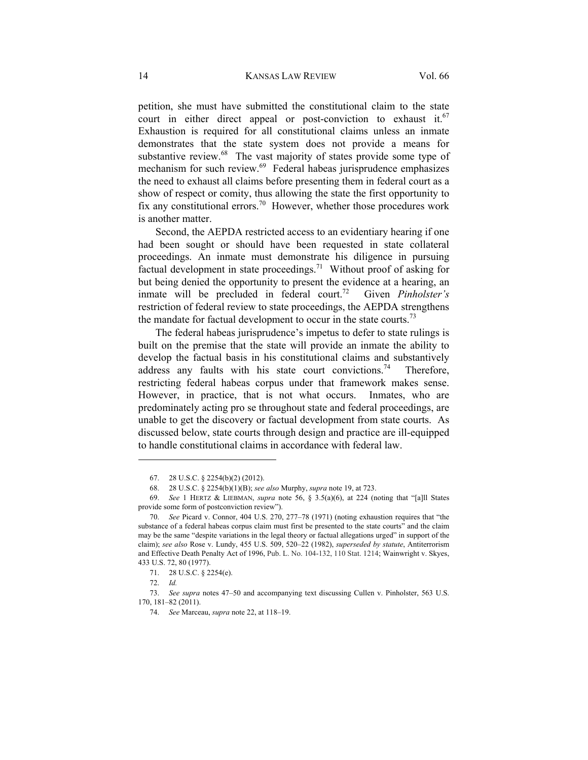petition, she must have submitted the constitutional claim to the state court in either direct appeal or post-conviction to exhaust it.[67] Exhaustion is required for all constitutional claims unless an inmate demonstrates that the state system does not provide a means for substantive review.[68] The vast majority of states provide some type of mechanism for such review.[69] Federal habeas jurisprudence emphasizes the need to exhaust all claims before presenting them in federal court as a show of respect or comity, thus allowing the state the first opportunity to fix any constitutional errors.[70] However, whether those procedures work is another matter.

Second, the AEPDA restricted access to an evidentiary hearing if one had been sought or should have been requested in state collateral proceedings. An inmate must demonstrate his diligence in pursuing factual development in state proceedings.[71] Without proof of asking for but being denied the opportunity to present the evidence at a hearing, an inmate will be precluded in federal court.[72] Given *Pinholster's* restriction of federal review to state proceedings, the AEPDA strengthens the mandate for factual development to occur in the state courts.[73]

The federal habeas jurisprudence's impetus to defer to state rulings is built on the premise that the state will provide an inmate the ability to develop the factual basis in his constitutional claims and substantively address any faults with his state court convictions.[74] Therefore, restricting federal habeas corpus under that framework makes sense. However, in practice, that is not what occurs. Inmates, who are predominately acting pro se throughout state and federal proceedings, are unable to get the discovery or factual development from state courts. As discussed below, state courts through design and practice are ill-equipped to handle constitutional claims in accordance with federal law.

---

67. 28 U.S.C. § 2254(b)(2) (2012).

68. 28 U.S.C. § 2254(b)(1)(B); *see also* Murphy, *supra* note 19, at 723.

69. *See* 1 HERTZ & LIEBMAN, *supra* note 56, § 3.5(a)(6), at 224 (noting that "[a]ll States provide some form of postconviction review").

70. *See* Picard v. Connor, 404 U.S. 270, 277–78 (1971) (noting exhaustion requires that "the substance of a federal habeas corpus claim must first be presented to the state courts" and the claim may be the same "despite variations in the legal theory or factual allegations urged" in support of the claim); *see also* Rose v. Lundy, 455 U.S. 509, 520–22 (1982), *superseded by statute*, Antiterrorism and Effective Death Penalty Act of 1996, Pub. L. No. 104-132, 110 Stat. 1214; Wainwright v. Skyes, 433 U.S. 72, 80 (1977).

71. 28 U.S.C. § 2254(e).

72. *Id.*

73. *See supra* notes 47–50 and accompanying text discussing Cullen v. Pinholster, 563 U.S. 170, 181–82 (2011).

74. *See* Marceau, *supra* note 22, at 118–19.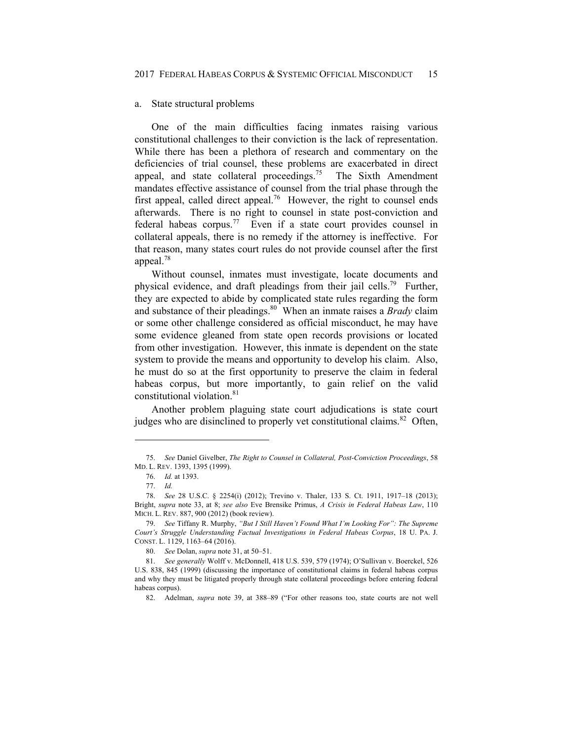a. State structural problems

One of the main difficulties facing inmates raising various constitutional challenges to their conviction is the lack of representation. While there has been a plethora of research and commentary on the deficiencies of trial counsel, these problems are exacerbated in direct appeal, and state collateral proceedings.[75] The Sixth Amendment mandates effective assistance of counsel from the trial phase through the first appeal, called direct appeal.[76] However, the right to counsel ends afterwards. There is no right to counsel in state post-conviction and federal habeas corpus.[77] Even if a state court provides counsel in collateral appeals, there is no remedy if the attorney is ineffective. For that reason, many states court rules do not provide counsel after the first appeal.[78]

Without counsel, inmates must investigate, locate documents and physical evidence, and draft pleadings from their jail cells.[79] Further, they are expected to abide by complicated state rules regarding the form and substance of their pleadings.[80] When an inmate raises a *Brady* claim or some other challenge considered as official misconduct, he may have some evidence gleaned from state open records provisions or located from other investigation. However, this inmate is dependent on the state system to provide the means and opportunity to develop his claim. Also, he must do so at the first opportunity to preserve the claim in federal habeas corpus, but more importantly, to gain relief on the valid constitutional violation.[81]

Another problem plaguing state court adjudications is state court judges who are disinclined to properly vet constitutional claims.[82] Often,

---

75. *See* Daniel Givelber, *The Right to Counsel in Collateral, Post-Conviction Proceedings*, 58 MD. L. REV. 1393, 1395 (1999).

76. *Id.* at 1393.

77. *Id.*

78. *See* 28 U.S.C. § 2254(i) (2012); Trevino v. Thaler, 133 S. Ct. 1911, 1917–18 (2013); Bright, *supra* note 33, at 8; *see also* Eve Brensike Primus, *A Crisis in Federal Habeas Law*, 110 MICH. L. REV. 887, 900 (2012) (book review).

79. *See* Tiffany R. Murphy, *"But I Still Haven't Found What I'm Looking For": The Supreme Court's Struggle Understanding Factual Investigations in Federal Habeas Corpus*, 18 U. PA. J. CONST. L. 1129, 1163–64 (2016).

80. *See* Dolan, *supra* note 31, at 50–51.

81. *See generally* Wolff v. McDonnell, 418 U.S. 539, 579 (1974); O'Sullivan v. Boerckel, 526 U.S. 838, 845 (1999) (discussing the importance of constitutional claims in federal habeas corpus and why they must be litigated properly through state collateral proceedings before entering federal habeas corpus).

82. Adelman, *supra* note 39, at 388–89 ("For other reasons too, state courts are not well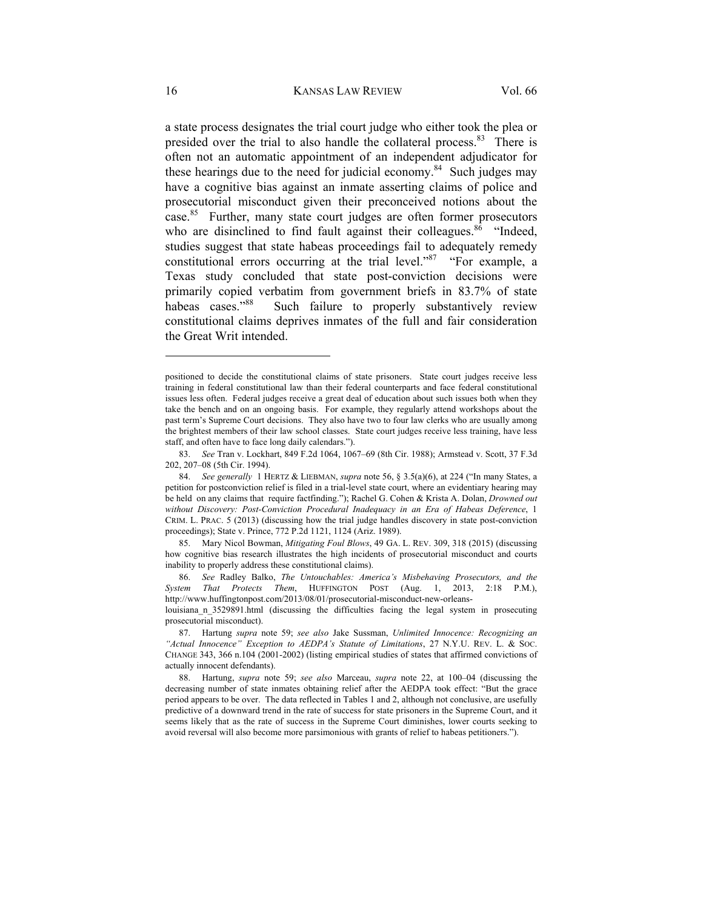a state process designates the trial court judge who either took the plea or presided over the trial to also handle the collateral process.[83] There is often not an automatic appointment of an independent adjudicator for these hearings due to the need for judicial economy.[84] Such judges may have a cognitive bias against an inmate asserting claims of police and prosecutorial misconduct given their preconceived notions about the case.[85] Further, many state court judges are often former prosecutors who are disinclined to find fault against their colleagues.[86] "Indeed, studies suggest that state habeas proceedings fail to adequately remedy constitutional errors occurring at the trial level."[87] "For example, a Texas study concluded that state post-conviction decisions were primarily copied verbatim from government briefs in 83.7% of state habeas cases."[88] Such failure to properly substantively review constitutional claims deprives inmates of the full and fair consideration the Great Writ intended.

---

positioned to decide the constitutional claims of state prisoners. State court judges receive less training in federal constitutional law than their federal counterparts and face federal constitutional issues less often. Federal judges receive a great deal of education about such issues both when they take the bench and on an ongoing basis. For example, they regularly attend workshops about the past term's Supreme Court decisions. They also have two to four law clerks who are usually among the brightest members of their law school classes. State court judges receive less training, have less staff, and often have to face long daily calendars.").

83. *See* Tran v. Lockhart, 849 F.2d 1064, 1067–69 (8th Cir. 1988); Armstead v. Scott, 37 F.3d 202, 207–08 (5th Cir. 1994).

84. *See generally* 1 HERTZ & LIEBMAN, *supra* note 56, § 3.5(a)(6), at 224 ("In many States, a petition for postconviction relief is filed in a trial-level state court, where an evidentiary hearing may be held on any claims that require factfinding."); Rachel G. Cohen & Krista A. Dolan, *Drowned out without Discovery: Post-Conviction Procedural Inadequacy in an Era of Habeas Deference*, 1 CRIM. L. PRAC. 5 (2013) (discussing how the trial judge handles discovery in state post-conviction proceedings); State v. Prince, 772 P.2d 1121, 1124 (Ariz. 1989).

85. Mary Nicol Bowman, *Mitigating Foul Blows*, 49 GA. L. REV. 309, 318 (2015) (discussing how cognitive bias research illustrates the high incidents of prosecutorial misconduct and courts inability to properly address these constitutional claims).

86. *See* Radley Balko, *The Untouchables: America's Misbehaving Prosecutors, and the System That Protects Them*, HUFFINGTON POST (Aug. 1, 2013, 2:18 P.M.), http://www.huffingtonpost.com/2013/08/01/prosecutorial-misconduct-new-orleans-louisiana_n_3529891.html (discussing the difficulties facing the legal system in prosecuting prosecutorial misconduct).

87. Hartung *supra* note 59; *see also* Jake Sussman, *Unlimited Innocence: Recognizing an "Actual Innocence" Exception to AEDPA's Statute of Limitations*, 27 N.Y.U. REV. L. & SOC. CHANGE 343, 366 n.104 (2001-2002) (listing empirical studies of states that affirmed convictions of actually innocent defendants).

88. Hartung, *supra* note 59; *see also* Marceau, *supra* note 22, at 100–04 (discussing the decreasing number of state inmates obtaining relief after the AEDPA took effect: "But the grace period appears to be over. The data reflected in Tables 1 and 2, although not conclusive, are usefully predictive of a downward trend in the rate of success for state prisoners in the Supreme Court, and it seems likely that as the rate of success in the Supreme Court diminishes, lower courts seeking to avoid reversal will also become more parsimonious with grants of relief to habeas petitioners.").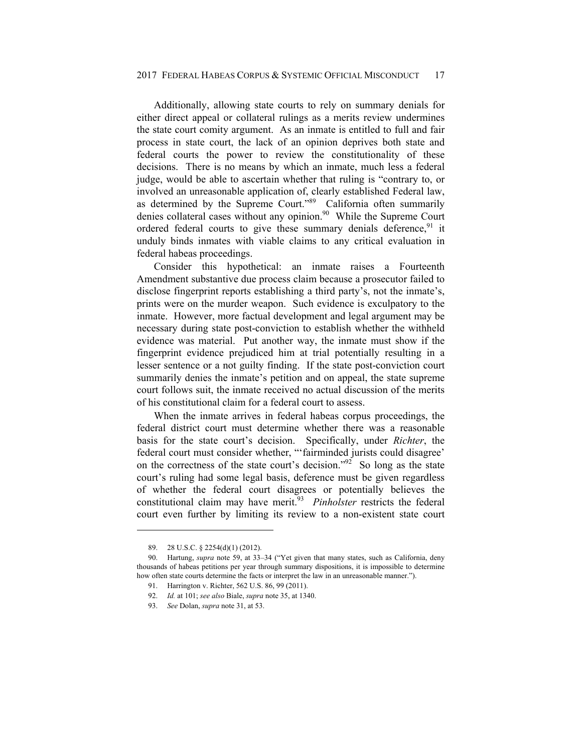Additionally, allowing state courts to rely on summary denials for either direct appeal or collateral rulings as a merits review undermines the state court comity argument. As an inmate is entitled to full and fair process in state court, the lack of an opinion deprives both state and federal courts the power to review the constitutionality of these decisions. There is no means by which an inmate, much less a federal judge, would be able to ascertain whether that ruling is "contrary to, or involved an unreasonable application of, clearly established Federal law, as determined by the Supreme Court."[89] California often summarily denies collateral cases without any opinion.[90] While the Supreme Court ordered federal courts to give these summary denials deference,[91] it unduly binds inmates with viable claims to any critical evaluation in federal habeas proceedings.

Consider this hypothetical: an inmate raises a Fourteenth Amendment substantive due process claim because a prosecutor failed to disclose fingerprint reports establishing a third party's, not the inmate's, prints were on the murder weapon. Such evidence is exculpatory to the inmate. However, more factual development and legal argument may be necessary during state post-conviction to establish whether the withheld evidence was material. Put another way, the inmate must show if the fingerprint evidence prejudiced him at trial potentially resulting in a lesser sentence or a not guilty finding. If the state post-conviction court summarily denies the inmate's petition and on appeal, the state supreme court follows suit, the inmate received no actual discussion of the merits of his constitutional claim for a federal court to assess.

When the inmate arrives in federal habeas corpus proceedings, the federal district court must determine whether there was a reasonable basis for the state court's decision. Specifically, under *Richter*, the federal court must consider whether, "'fairminded jurists could disagree' on the correctness of the state court's decision."[92] So long as the state court's ruling had some legal basis, deference must be given regardless of whether the federal court disagrees or potentially believes the constitutional claim may have merit.[93] *Pinholster* restricts the federal court even further by limiting its review to a non-existent state court

---

89. 28 U.S.C. § 2254(d)(1) (2012).

90. Hartung, *supra* note 59, at 33–34 ("Yet given that many states, such as California, deny thousands of habeas petitions per year through summary dispositions, it is impossible to determine how often state courts determine the facts or interpret the law in an unreasonable manner.").

91. Harrington v. Richter, 562 U.S. 86, 99 (2011).

92. *Id.* at 101; *see also* Biale, *supra* note 35, at 1340.

93. *See* Dolan, *supra* note 31, at 53.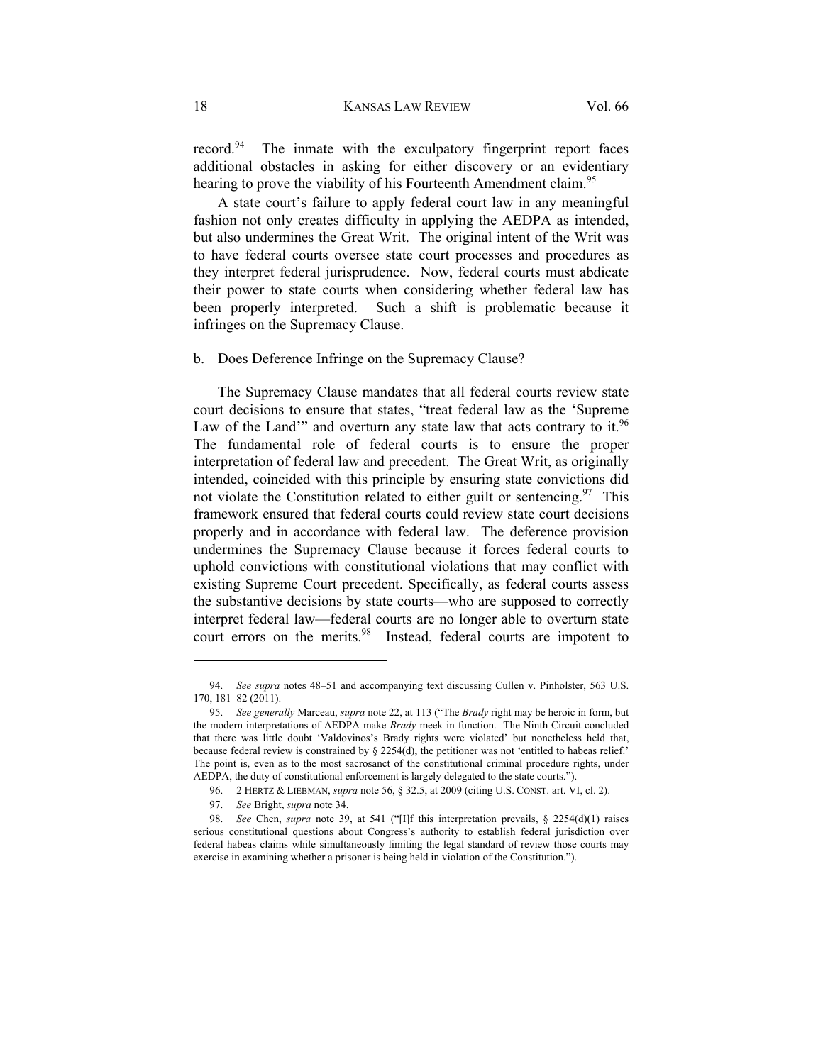record.[94] The inmate with the exculpatory fingerprint report faces additional obstacles in asking for either discovery or an evidentiary hearing to prove the viability of his Fourteenth Amendment claim.[95]

A state court's failure to apply federal court law in any meaningful fashion not only creates difficulty in applying the AEDPA as intended, but also undermines the Great Writ. The original intent of the Writ was to have federal courts oversee state court processes and procedures as they interpret federal jurisprudence. Now, federal courts must abdicate their power to state courts when considering whether federal law has been properly interpreted. Such a shift is problematic because it infringes on the Supremacy Clause.

### b. Does Deference Infringe on the Supremacy Clause?

The Supremacy Clause mandates that all federal courts review state court decisions to ensure that states, "treat federal law as the 'Supreme Law of the Land'" and overturn any state law that acts contrary to it.[96] The fundamental role of federal courts is to ensure the proper interpretation of federal law and precedent. The Great Writ, as originally intended, coincided with this principle by ensuring state convictions did not violate the Constitution related to either guilt or sentencing.[97] This framework ensured that federal courts could review state court decisions properly and in accordance with federal law. The deference provision undermines the Supremacy Clause because it forces federal courts to uphold convictions with constitutional violations that may conflict with existing Supreme Court precedent. Specifically, as federal courts assess the substantive decisions by state courts—who are supposed to correctly interpret federal law—federal courts are no longer able to overturn state court errors on the merits.[98] Instead, federal courts are impotent to

---

94. *See supra* notes 48–51 and accompanying text discussing Cullen v. Pinholster, 563 U.S. 170, 181–82 (2011).

95. *See generally* Marceau, *supra* note 22, at 113 ("The *Brady* right may be heroic in form, but the modern interpretations of AEDPA make *Brady* meek in function. The Ninth Circuit concluded that there was little doubt 'Valdovinos's Brady rights were violated' but nonetheless held that, because federal review is constrained by § 2254(d), the petitioner was not 'entitled to habeas relief.' The point is, even as to the most sacrosanct of the constitutional criminal procedure rights, under AEDPA, the duty of constitutional enforcement is largely delegated to the state courts.").

96. 2 HERTZ & LIEBMAN, *supra* note 56, § 32.5, at 2009 (citing U.S. CONST. art. VI, cl. 2).

97. *See* Bright, *supra* note 34.

98. *See* Chen, *supra* note 39, at 541 ("[I]f this interpretation prevails, § 2254(d)(1) raises serious constitutional questions about Congress's authority to establish federal jurisdiction over federal habeas claims while simultaneously limiting the legal standard of review those courts may exercise in examining whether a prisoner is being held in violation of the Constitution.").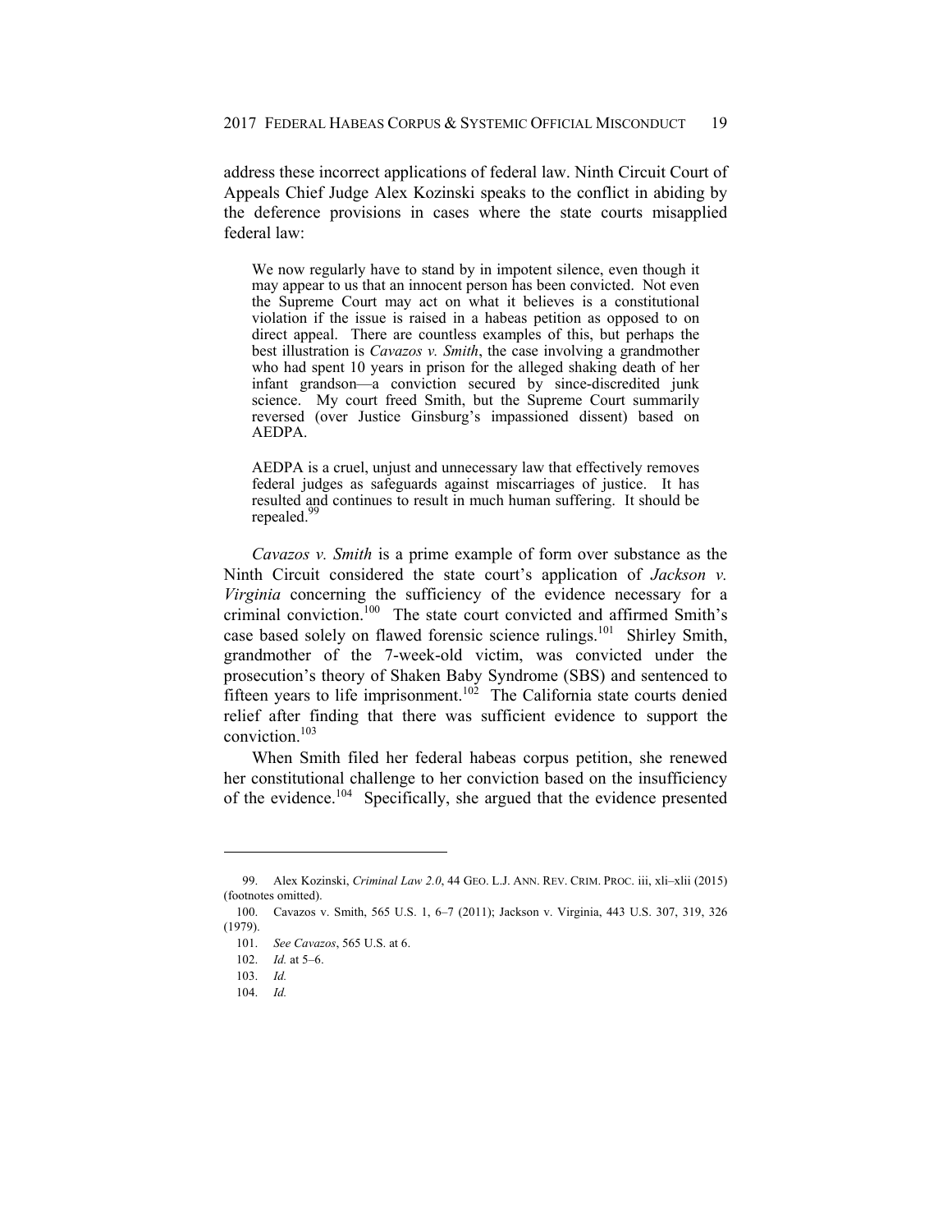address these incorrect applications of federal law. Ninth Circuit Court of Appeals Chief Judge Alex Kozinski speaks to the conflict in abiding by the deference provisions in cases where the state courts misapplied federal law:

> We now regularly have to stand by in impotent silence, even though it may appear to us that an innocent person has been convicted. Not even the Supreme Court may act on what it believes is a constitutional violation if the issue is raised in a habeas petition as opposed to on direct appeal. There are countless examples of this, but perhaps the best illustration is *Cavazos v. Smith*, the case involving a grandmother who had spent 10 years in prison for the alleged shaking death of her infant grandson—a conviction secured by since-discredited junk science. My court freed Smith, but the Supreme Court summarily reversed (over Justice Ginsburg's impassioned dissent) based on AEDPA.
>
> AEDPA is a cruel, unjust and unnecessary law that effectively removes federal judges as safeguards against miscarriages of justice. It has resulted and continues to result in much human suffering. It should be repealed.[99]

*Cavazos v. Smith* is a prime example of form over substance as the Ninth Circuit considered the state court's application of *Jackson v. Virginia* concerning the sufficiency of the evidence necessary for a criminal conviction.[100] The state court convicted and affirmed Smith's case based solely on flawed forensic science rulings.[101] Shirley Smith, grandmother of the 7-week-old victim, was convicted under the prosecution's theory of Shaken Baby Syndrome (SBS) and sentenced to fifteen years to life imprisonment.[102] The California state courts denied relief after finding that there was sufficient evidence to support the conviction.[103]

When Smith filed her federal habeas corpus petition, she renewed her constitutional challenge to her conviction based on the insufficiency of the evidence.[104] Specifically, she argued that the evidence presented

---

99. Alex Kozinski, *Criminal Law 2.0*, 44 GEO. L.J. ANN. REV. CRIM. PROC. iii, xli–xlii (2015) (footnotes omitted).

100. Cavazos v. Smith, 565 U.S. 1, 6–7 (2011); Jackson v. Virginia, 443 U.S. 307, 319, 326 (1979).

101. *See Cavazos*, 565 U.S. at 6.

102. *Id.* at 5–6.

103. *Id.*

104. *Id.*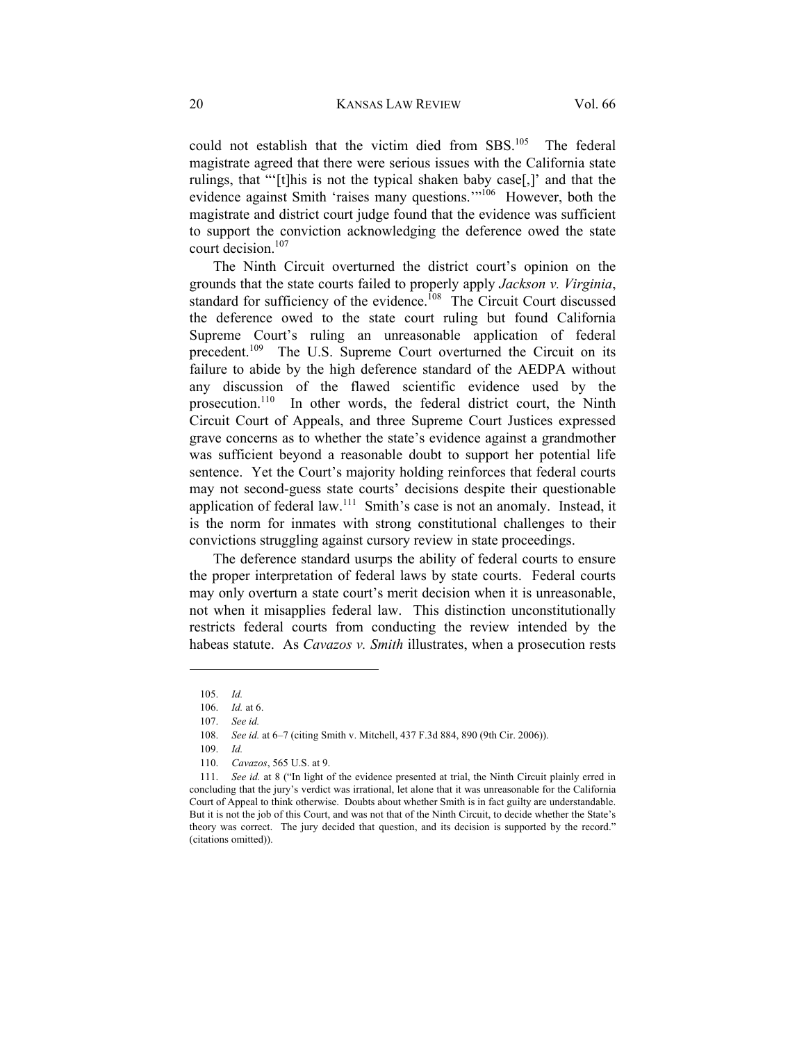could not establish that the victim died from SBS.[105] The federal magistrate agreed that there were serious issues with the California state rulings, that "'[t]his is not the typical shaken baby case[,]' and that the evidence against Smith 'raises many questions.'"[106] However, both the magistrate and district court judge found that the evidence was sufficient to support the conviction acknowledging the deference owed the state court decision.[107]

The Ninth Circuit overturned the district court's opinion on the grounds that the state courts failed to properly apply *Jackson v. Virginia*, standard for sufficiency of the evidence.[108] The Circuit Court discussed the deference owed to the state court ruling but found California Supreme Court's ruling an unreasonable application of federal precedent.[109] The U.S. Supreme Court overturned the Circuit on its failure to abide by the high deference standard of the AEDPA without any discussion of the flawed scientific evidence used by the prosecution.[110] In other words, the federal district court, the Ninth Circuit Court of Appeals, and three Supreme Court Justices expressed grave concerns as to whether the state's evidence against a grandmother was sufficient beyond a reasonable doubt to support her potential life sentence. Yet the Court's majority holding reinforces that federal courts may not second-guess state courts' decisions despite their questionable application of federal law.[111] Smith's case is not an anomaly. Instead, it is the norm for inmates with strong constitutional challenges to their convictions struggling against cursory review in state proceedings.

The deference standard usurps the ability of federal courts to ensure the proper interpretation of federal laws by state courts. Federal courts may only overturn a state court's merit decision when it is unreasonable, not when it misapplies federal law. This distinction unconstitutionally restricts federal courts from conducting the review intended by the habeas statute. As *Cavazos v. Smith* illustrates, when a prosecution rests

---

105. *Id.*

106. *Id.* at 6.

107. *See id.*

108. *See id.* at 6–7 (citing Smith v. Mitchell, 437 F.3d 884, 890 (9th Cir. 2006)).

109. *Id.*

110. *Cavazos*, 565 U.S. at 9.

111. *See id.* at 8 ("In light of the evidence presented at trial, the Ninth Circuit plainly erred in concluding that the jury's verdict was irrational, let alone that it was unreasonable for the California Court of Appeal to think otherwise. Doubts about whether Smith is in fact guilty are understandable. But it is not the job of this Court, and was not that of the Ninth Circuit, to decide whether the State's theory was correct. The jury decided that question, and its decision is supported by the record." (citations omitted)).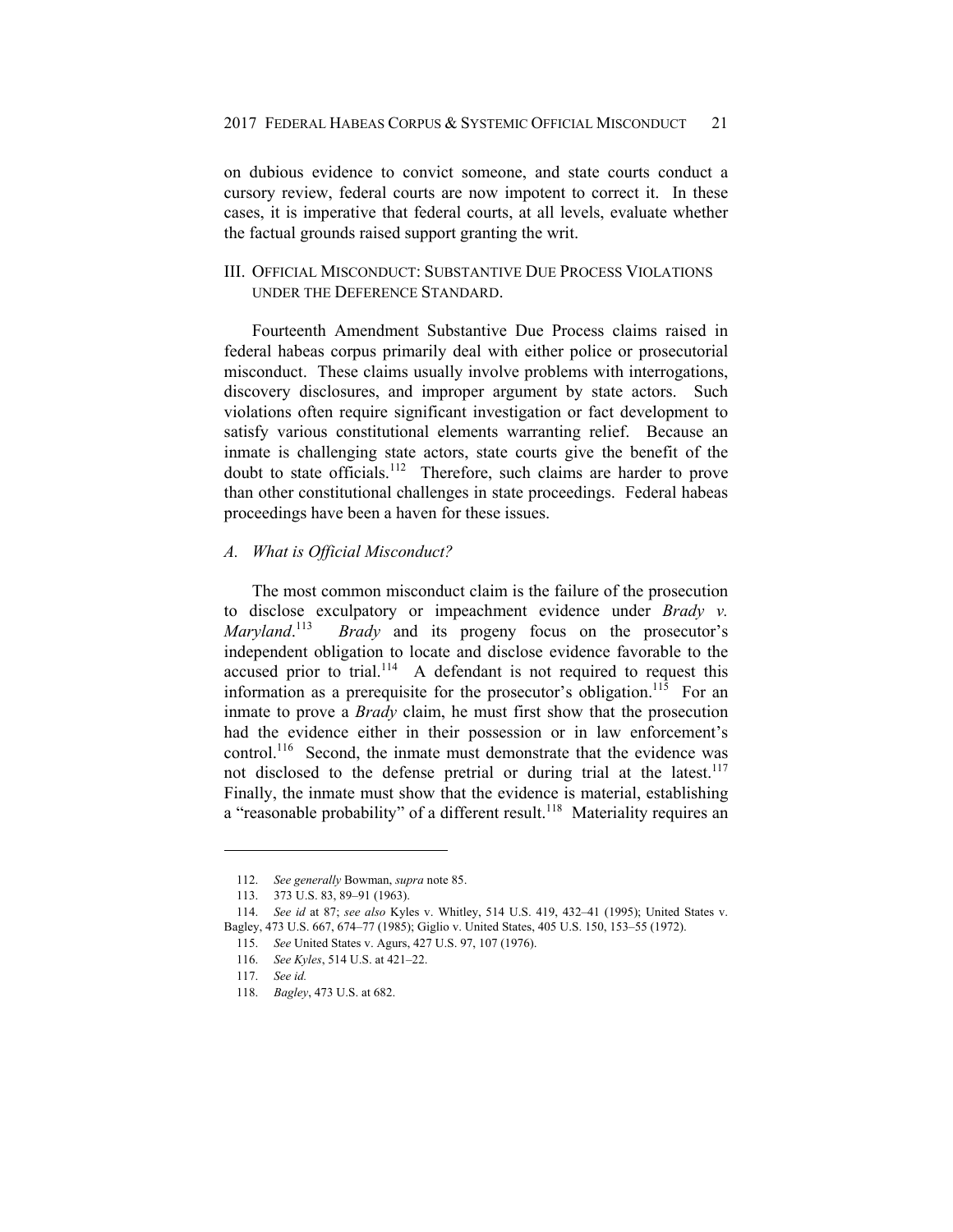on dubious evidence to convict someone, and state courts conduct a cursory review, federal courts are now impotent to correct it. In these cases, it is imperative that federal courts, at all levels, evaluate whether the factual grounds raised support granting the writ.

## III. OFFICIAL MISCONDUCT: SUBSTANTIVE DUE PROCESS VIOLATIONS UNDER THE DEFERENCE STANDARD.

Fourteenth Amendment Substantive Due Process claims raised in federal habeas corpus primarily deal with either police or prosecutorial misconduct. These claims usually involve problems with interrogations, discovery disclosures, and improper argument by state actors. Such violations often require significant investigation or fact development to satisfy various constitutional elements warranting relief. Because an inmate is challenging state actors, state courts give the benefit of the doubt to state officials.[112] Therefore, such claims are harder to prove than other constitutional challenges in state proceedings. Federal habeas proceedings have been a haven for these issues.

### *A. What is Official Misconduct?*

The most common misconduct claim is the failure of the prosecution to disclose exculpatory or impeachment evidence under *Brady v. Maryland*.[113] *Brady* and its progeny focus on the prosecutor's independent obligation to locate and disclose evidence favorable to the accused prior to trial.[114] A defendant is not required to request this information as a prerequisite for the prosecutor's obligation.[115] For an inmate to prove a *Brady* claim, he must first show that the prosecution had the evidence either in their possession or in law enforcement's control.[116] Second, the inmate must demonstrate that the evidence was not disclosed to the defense pretrial or during trial at the latest.[117] Finally, the inmate must show that the evidence is material, establishing a "reasonable probability" of a different result.[118] Materiality requires an

---

112. *See generally* Bowman, *supra* note 85.

113. 373 U.S. 83, 89–91 (1963).

114. *See id* at 87; *see also* Kyles v. Whitley, 514 U.S. 419, 432–41 (1995); United States v. Bagley, 473 U.S. 667, 674–77 (1985); Giglio v. United States, 405 U.S. 150, 153–55 (1972).

115. *See* United States v. Agurs, 427 U.S. 97, 107 (1976).

116. *See Kyles*, 514 U.S. at 421–22.

117. *See id.*

118. *Bagley*, 473 U.S. at 682.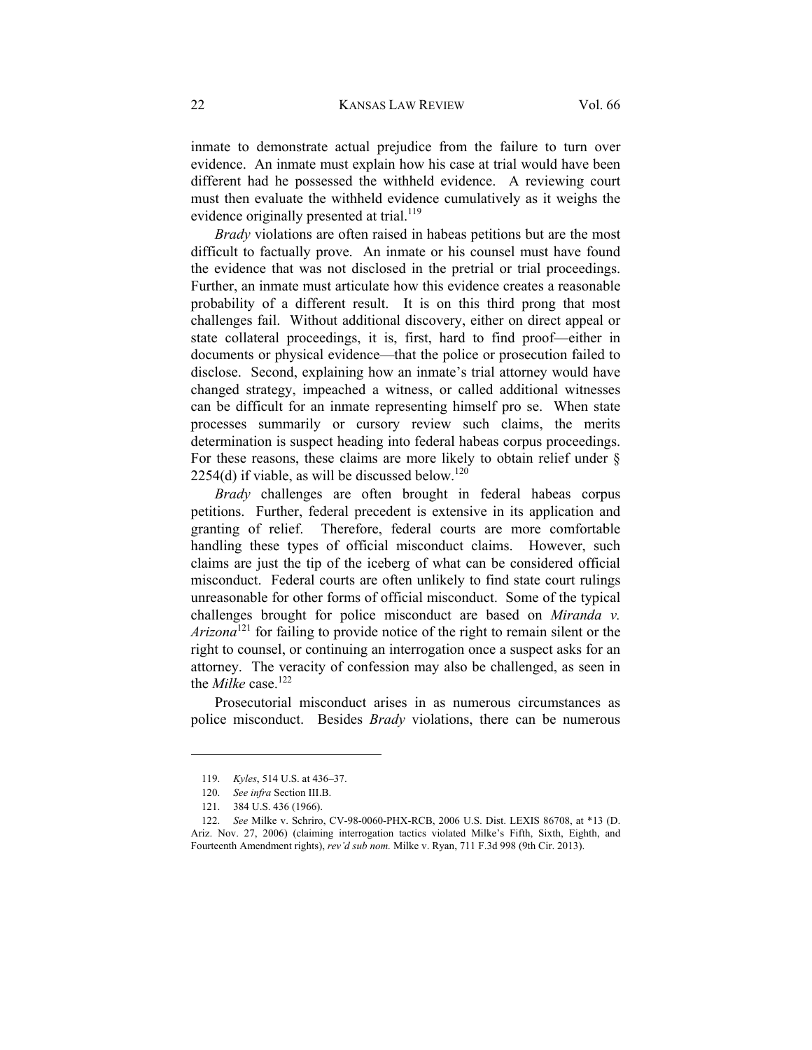inmate to demonstrate actual prejudice from the failure to turn over evidence. An inmate must explain how his case at trial would have been different had he possessed the withheld evidence. A reviewing court must then evaluate the withheld evidence cumulatively as it weighs the evidence originally presented at trial.[119]

*Brady* violations are often raised in habeas petitions but are the most difficult to factually prove. An inmate or his counsel must have found the evidence that was not disclosed in the pretrial or trial proceedings. Further, an inmate must articulate how this evidence creates a reasonable probability of a different result. It is on this third prong that most challenges fail. Without additional discovery, either on direct appeal or state collateral proceedings, it is, first, hard to find proof—either in documents or physical evidence—that the police or prosecution failed to disclose. Second, explaining how an inmate's trial attorney would have changed strategy, impeached a witness, or called additional witnesses can be difficult for an inmate representing himself pro se. When state processes summarily or cursory review such claims, the merits determination is suspect heading into federal habeas corpus proceedings. For these reasons, these claims are more likely to obtain relief under § 2254(d) if viable, as will be discussed below.[120]

*Brady* challenges are often brought in federal habeas corpus petitions. Further, federal precedent is extensive in its application and granting of relief. Therefore, federal courts are more comfortable handling these types of official misconduct claims. However, such claims are just the tip of the iceberg of what can be considered official misconduct. Federal courts are often unlikely to find state court rulings unreasonable for other forms of official misconduct. Some of the typical challenges brought for police misconduct are based on *Miranda v. Arizona*[121] for failing to provide notice of the right to remain silent or the right to counsel, or continuing an interrogation once a suspect asks for an attorney. The veracity of confession may also be challenged, as seen in the *Milke* case.[122]

Prosecutorial misconduct arises in as numerous circumstances as police misconduct. Besides *Brady* violations, there can be numerous

---

119. *Kyles*, 514 U.S. at 436–37.

120. *See infra* Section III.B.

121. 384 U.S. 436 (1966).

122. *See* Milke v. Schriro, CV-98-0060-PHX-RCB, 2006 U.S. Dist. LEXIS 86708, at *13 (D. Ariz. Nov. 27, 2006) (claiming interrogation tactics violated Milke's Fifth, Sixth, Eighth, and Fourteenth Amendment rights), *rev'd sub nom.* Milke v. Ryan, 711 F.3d 998 (9th Cir. 2013).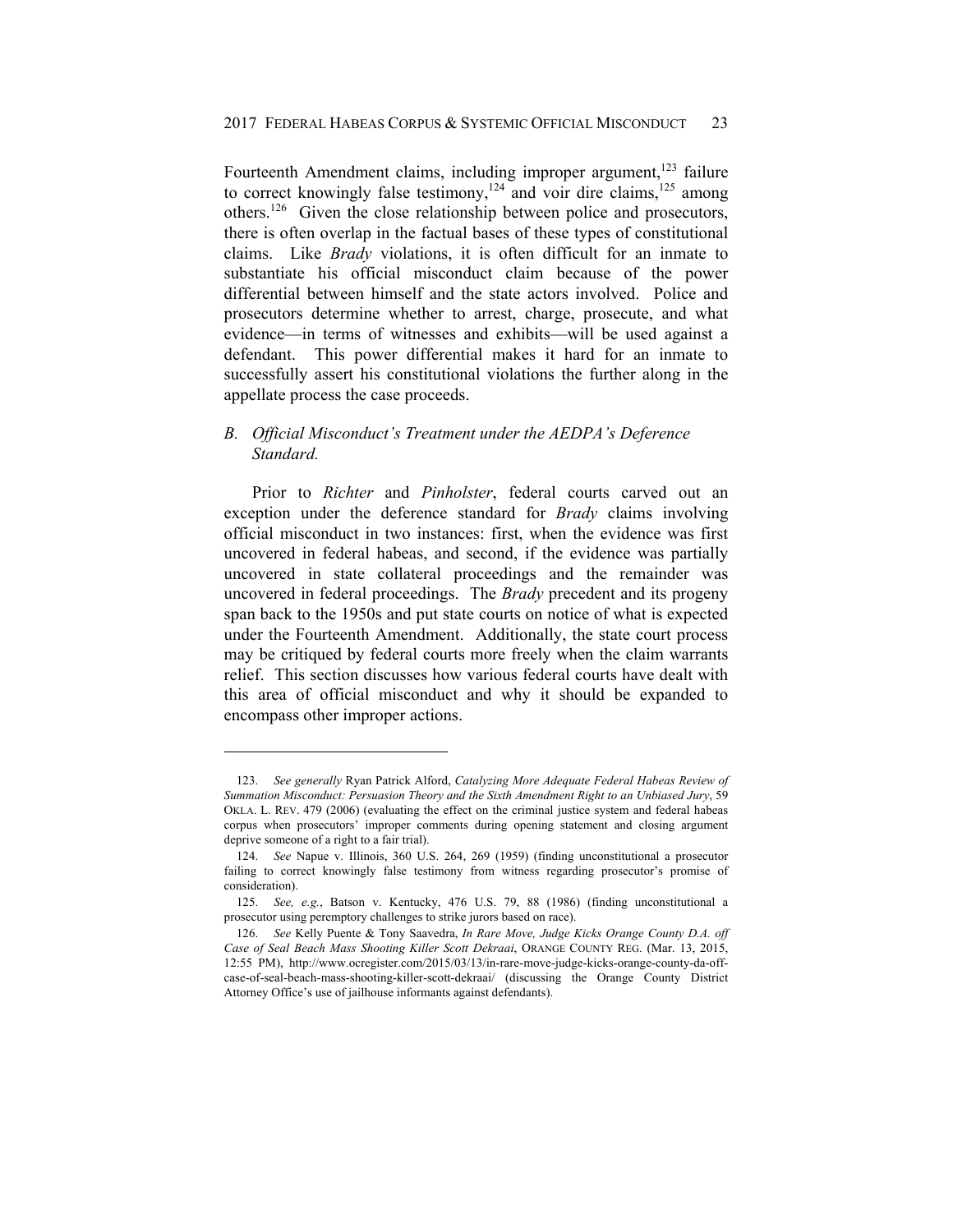Fourteenth Amendment claims, including improper argument,[123] failure to correct knowingly false testimony,[124] and voir dire claims,[125] among others.[126] Given the close relationship between police and prosecutors, there is often overlap in the factual bases of these types of constitutional claims. Like *Brady* violations, it is often difficult for an inmate to substantiate his official misconduct claim because of the power differential between himself and the state actors involved. Police and prosecutors determine whether to arrest, charge, prosecute, and what evidence—in terms of witnesses and exhibits—will be used against a defendant. This power differential makes it hard for an inmate to successfully assert his constitutional violations the further along in the appellate process the case proceeds.

### *B. Official Misconduct's Treatment under the AEDPA's Deference Standard.*

Prior to *Richter* and *Pinholster*, federal courts carved out an exception under the deference standard for *Brady* claims involving official misconduct in two instances: first, when the evidence was first uncovered in federal habeas, and second, if the evidence was partially uncovered in state collateral proceedings and the remainder was uncovered in federal proceedings. The *Brady* precedent and its progeny span back to the 1950s and put state courts on notice of what is expected under the Fourteenth Amendment. Additionally, the state court process may be critiqued by federal courts more freely when the claim warrants relief. This section discusses how various federal courts have dealt with this area of official misconduct and why it should be expanded to encompass other improper actions.

---

123. *See generally* Ryan Patrick Alford, *Catalyzing More Adequate Federal Habeas Review of Summation Misconduct: Persuasion Theory and the Sixth Amendment Right to an Unbiased Jury*, 59 OKLA. L. REV. 479 (2006) (evaluating the effect on the criminal justice system and federal habeas corpus when prosecutors' improper comments during opening statement and closing argument deprive someone of a right to a fair trial).

124. *See* Napue v. Illinois, 360 U.S. 264, 269 (1959) (finding unconstitutional a prosecutor failing to correct knowingly false testimony from witness regarding prosecutor's promise of consideration).

125. *See, e.g.*, Batson v. Kentucky, 476 U.S. 79, 88 (1986) (finding unconstitutional a prosecutor using peremptory challenges to strike jurors based on race).

126. *See* Kelly Puente & Tony Saavedra, *In Rare Move, Judge Kicks Orange County D.A. off Case of Seal Beach Mass Shooting Killer Scott Dekraai*, ORANGE COUNTY REG. (Mar. 13, 2015, 12:55 PM), http://www.ocregister.com/2015/03/13/in-rare-move-judge-kicks-orange-county-da-off-case-of-seal-beach-mass-shooting-killer-scott-dekraai/ (discussing the Orange County District Attorney Office's use of jailhouse informants against defendants).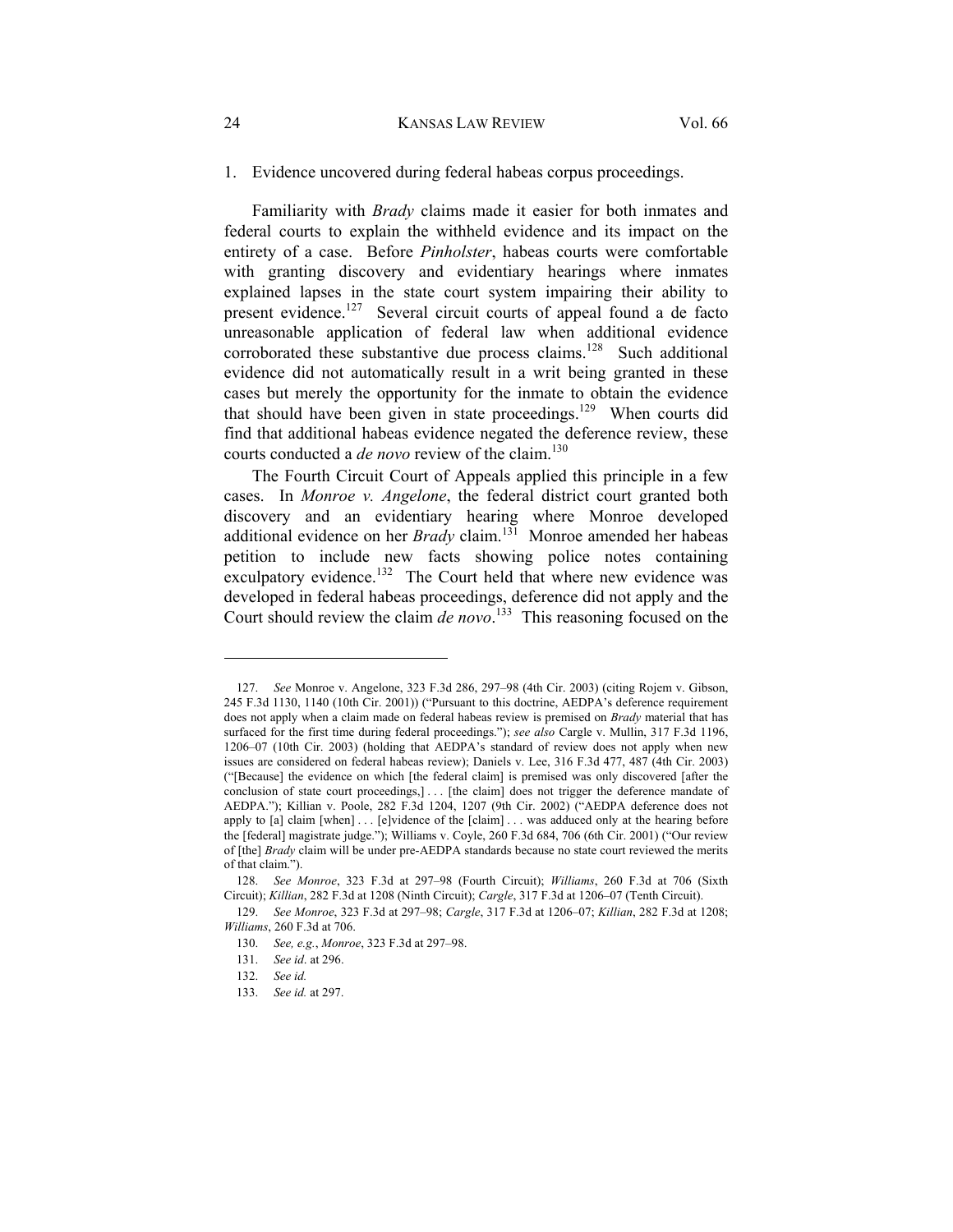1. Evidence uncovered during federal habeas corpus proceedings.

Familiarity with *Brady* claims made it easier for both inmates and federal courts to explain the withheld evidence and its impact on the entirety of a case. Before *Pinholster*, habeas courts were comfortable with granting discovery and evidentiary hearings where inmates explained lapses in the state court system impairing their ability to present evidence.[127] Several circuit courts of appeal found a de facto unreasonable application of federal law when additional evidence corroborated these substantive due process claims.[128] Such additional evidence did not automatically result in a writ being granted in these cases but merely the opportunity for the inmate to obtain the evidence that should have been given in state proceedings.[129] When courts did find that additional habeas evidence negated the deference review, these courts conducted a *de novo* review of the claim.[130]

The Fourth Circuit Court of Appeals applied this principle in a few cases. In *Monroe v. Angelone*, the federal district court granted both discovery and an evidentiary hearing where Monroe developed additional evidence on her *Brady* claim.[131] Monroe amended her habeas petition to include new facts showing police notes containing exculpatory evidence.[132] The Court held that where new evidence was developed in federal habeas proceedings, deference did not apply and the Court should review the claim *de novo*.[133] This reasoning focused on the

---

127. *See* Monroe v. Angelone, 323 F.3d 286, 297–98 (4th Cir. 2003) (citing Rojem v. Gibson, 245 F.3d 1130, 1140 (10th Cir. 2001)) ("Pursuant to this doctrine, AEDPA's deference requirement does not apply when a claim made on federal habeas review is premised on *Brady* material that has surfaced for the first time during federal proceedings."); *see also* Cargle v. Mullin, 317 F.3d 1196, 1206–07 (10th Cir. 2003) (holding that AEDPA's standard of review does not apply when new issues are considered on federal habeas review); Daniels v. Lee, 316 F.3d 477, 487 (4th Cir. 2003) ("[Because] the evidence on which [the federal claim] is premised was only discovered [after the conclusion of state court proceedings,] . . . [the claim] does not trigger the deference mandate of AEDPA."); Killian v. Poole, 282 F.3d 1204, 1207 (9th Cir. 2002) ("AEDPA deference does not apply to [a] claim [when] . . . [e]vidence of the [claim] . . . was adduced only at the hearing before the [federal] magistrate judge."); Williams v. Coyle, 260 F.3d 684, 706 (6th Cir. 2001) ("Our review of [the] *Brady* claim will be under pre-AEDPA standards because no state court reviewed the merits of that claim.").

128. *See Monroe*, 323 F.3d at 297–98 (Fourth Circuit); *Williams*, 260 F.3d at 706 (Sixth Circuit); *Killian*, 282 F.3d at 1208 (Ninth Circuit); *Cargle*, 317 F.3d at 1206–07 (Tenth Circuit).

129. *See Monroe*, 323 F.3d at 297–98; *Cargle*, 317 F.3d at 1206–07; *Killian*, 282 F.3d at 1208; *Williams*, 260 F.3d at 706.

130. *See, e.g.*, *Monroe*, 323 F.3d at 297–98.

131. *See id*. at 296.

132. *See id.*

133. *See id.* at 297.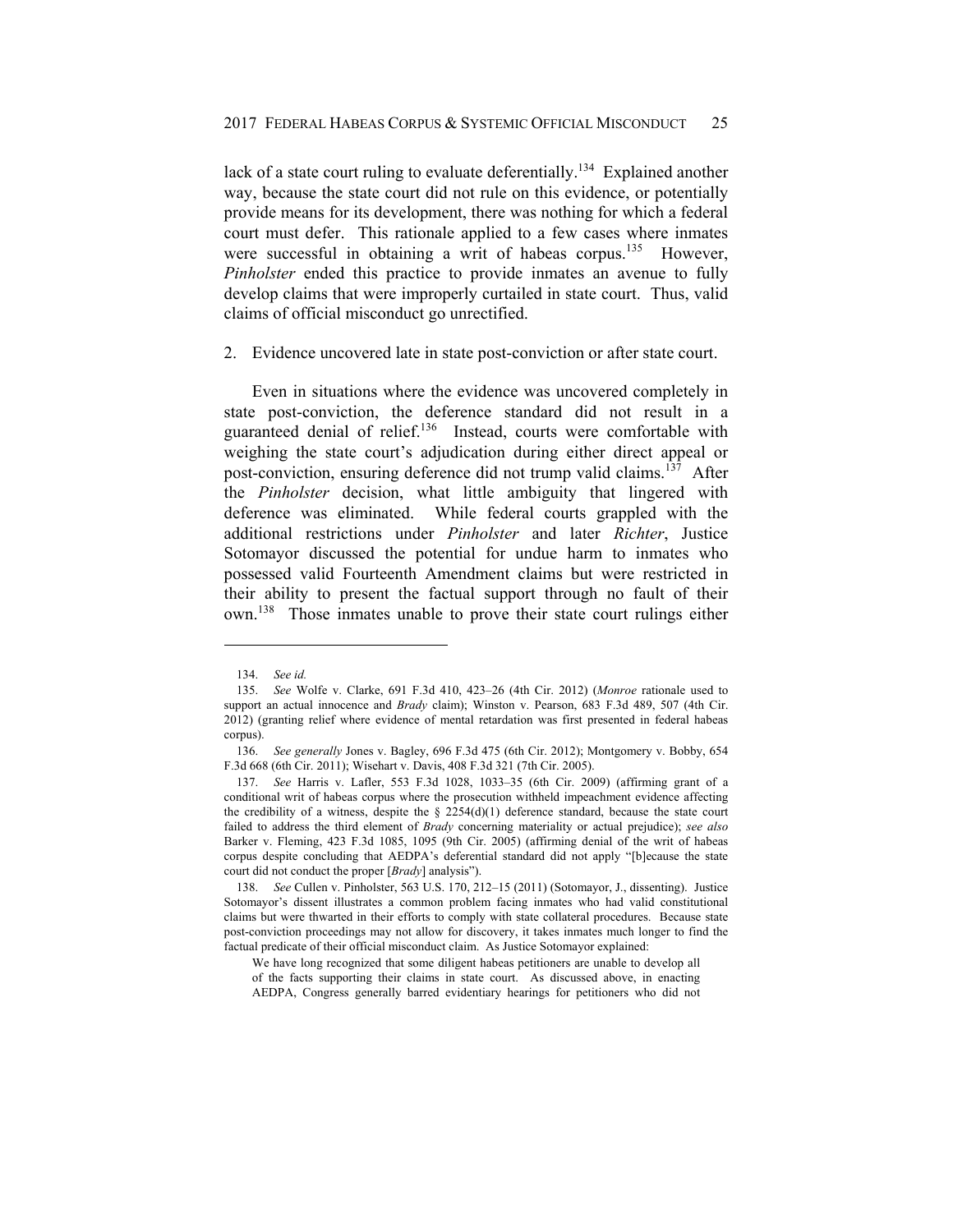lack of a state court ruling to evaluate deferentially.[134] Explained another way, because the state court did not rule on this evidence, or potentially provide means for its development, there was nothing for which a federal court must defer. This rationale applied to a few cases where inmates were successful in obtaining a writ of habeas corpus.[135] However, *Pinholster* ended this practice to provide inmates an avenue to fully develop claims that were improperly curtailed in state court. Thus, valid claims of official misconduct go unrectified.

2. Evidence uncovered late in state post-conviction or after state court.

Even in situations where the evidence was uncovered completely in state post-conviction, the deference standard did not result in a guaranteed denial of relief.[136] Instead, courts were comfortable with weighing the state court's adjudication during either direct appeal or post-conviction, ensuring deference did not trump valid claims.[137] After the *Pinholster* decision, what little ambiguity that lingered with deference was eliminated. While federal courts grappled with the additional restrictions under *Pinholster* and later *Richter*, Justice Sotomayor discussed the potential for undue harm to inmates who possessed valid Fourteenth Amendment claims but were restricted in their ability to present the factual support through no fault of their own.[138] Those inmates unable to prove their state court rulings either

---

134. *See id.*

135. *See* Wolfe v. Clarke, 691 F.3d 410, 423–26 (4th Cir. 2012) (*Monroe* rationale used to support an actual innocence and *Brady* claim); Winston v. Pearson, 683 F.3d 489, 507 (4th Cir. 2012) (granting relief where evidence of mental retardation was first presented in federal habeas corpus).

136. *See generally* Jones v. Bagley, 696 F.3d 475 (6th Cir. 2012); Montgomery v. Bobby, 654 F.3d 668 (6th Cir. 2011); Wisehart v. Davis, 408 F.3d 321 (7th Cir. 2005).

137. *See* Harris v. Lafler, 553 F.3d 1028, 1033–35 (6th Cir. 2009) (affirming grant of a conditional writ of habeas corpus where the prosecution withheld impeachment evidence affecting the credibility of a witness, despite the § 2254(d)(1) deference standard, because the state court failed to address the third element of *Brady* concerning materiality or actual prejudice); *see also* Barker v. Fleming, 423 F.3d 1085, 1095 (9th Cir. 2005) (affirming denial of the writ of habeas corpus despite concluding that AEDPA's deferential standard did not apply "[b]ecause the state court did not conduct the proper [*Brady*] analysis").

138. *See* Cullen v. Pinholster, 563 U.S. 170, 212–15 (2011) (Sotomayor, J., dissenting). Justice Sotomayor's dissent illustrates a common problem facing inmates who had valid constitutional claims but were thwarted in their efforts to comply with state collateral procedures. Because state post-conviction proceedings may not allow for discovery, it takes inmates much longer to find the factual predicate of their official misconduct claim. As Justice Sotomayor explained:

> We have long recognized that some diligent habeas petitioners are unable to develop all of the facts supporting their claims in state court. As discussed above, in enacting AEDPA, Congress generally barred evidentiary hearings for petitioners who did not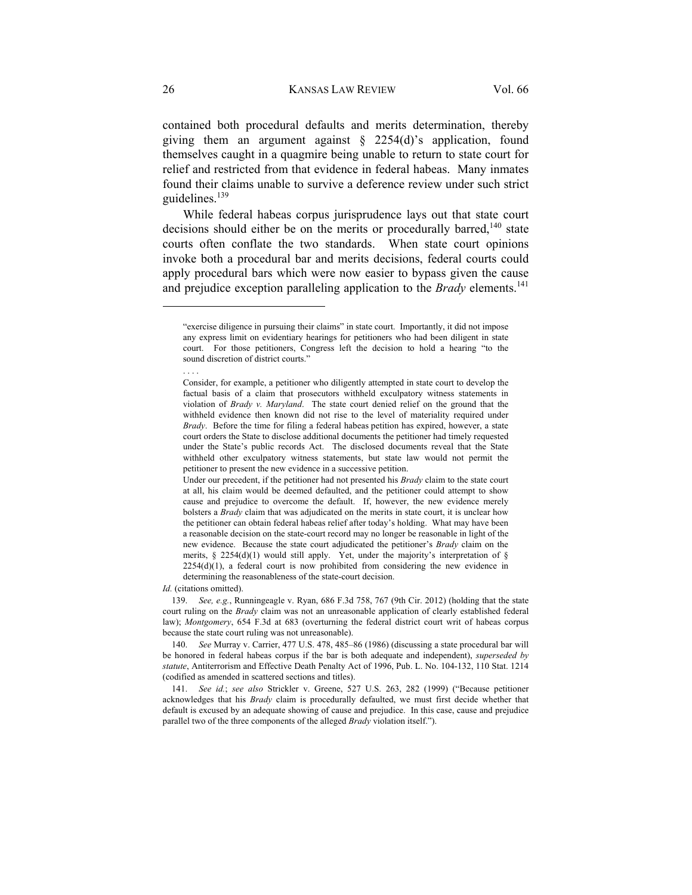contained both procedural defaults and merits determination, thereby giving them an argument against § 2254(d)'s application, found themselves caught in a quagmire being unable to return to state court for relief and restricted from that evidence in federal habeas. Many inmates found their claims unable to survive a deference review under such strict guidelines.[139]

While federal habeas corpus jurisprudence lays out that state court decisions should either be on the merits or procedurally barred,[140] state courts often conflate the two standards. When state court opinions invoke both a procedural bar and merits decisions, federal courts could apply procedural bars which were now easier to bypass given the cause and prejudice exception paralleling application to the *Brady* elements.[141]

---

> "exercise diligence in pursuing their claims" in state court. Importantly, it did not impose any express limit on evidentiary hearings for petitioners who had been diligent in state court. For those petitioners, Congress left the decision to hold a hearing "to the sound discretion of district courts."
>
> . . . .
>
> Consider, for example, a petitioner who diligently attempted in state court to develop the factual basis of a claim that prosecutors withheld exculpatory witness statements in violation of *Brady v. Maryland*. The state court denied relief on the ground that the withheld evidence then known did not rise to the level of materiality required under *Brady*. Before the time for filing a federal habeas petition has expired, however, a state court orders the State to disclose additional documents the petitioner had timely requested under the State's public records Act. The disclosed documents reveal that the State withheld other exculpatory witness statements, but state law would not permit the petitioner to present the new evidence in a successive petition.
>
> Under our precedent, if the petitioner had not presented his *Brady* claim to the state court at all, his claim would be deemed defaulted, and the petitioner could attempt to show cause and prejudice to overcome the default. If, however, the new evidence merely bolsters a *Brady* claim that was adjudicated on the merits in state court, it is unclear how the petitioner can obtain federal habeas relief after today's holding. What may have been a reasonable decision on the state-court record may no longer be reasonable in light of the new evidence. Because the state court adjudicated the petitioner's *Brady* claim on the merits, § 2254(d)(1) would still apply. Yet, under the majority's interpretation of § 2254(d)(1), a federal court is now prohibited from considering the new evidence in determining the reasonableness of the state-court decision.

*Id.* (citations omitted).

139. *See, e.g.*, Runningeagle v. Ryan, 686 F.3d 758, 767 (9th Cir. 2012) (holding that the state court ruling on the *Brady* claim was not an unreasonable application of clearly established federal law); *Montgomery*, 654 F.3d at 683 (overturning the federal district court writ of habeas corpus because the state court ruling was not unreasonable).

140. *See* Murray v. Carrier, 477 U.S. 478, 485–86 (1986) (discussing a state procedural bar will be honored in federal habeas corpus if the bar is both adequate and independent), *superseded by statute*, Antiterrorism and Effective Death Penalty Act of 1996, Pub. L. No. 104-132, 110 Stat. 1214 (codified as amended in scattered sections and titles).

141. *See id.*; *see also* Strickler v. Greene, 527 U.S. 263, 282 (1999) ("Because petitioner acknowledges that his *Brady* claim is procedurally defaulted, we must first decide whether that default is excused by an adequate showing of cause and prejudice. In this case, cause and prejudice parallel two of the three components of the alleged *Brady* violation itself.").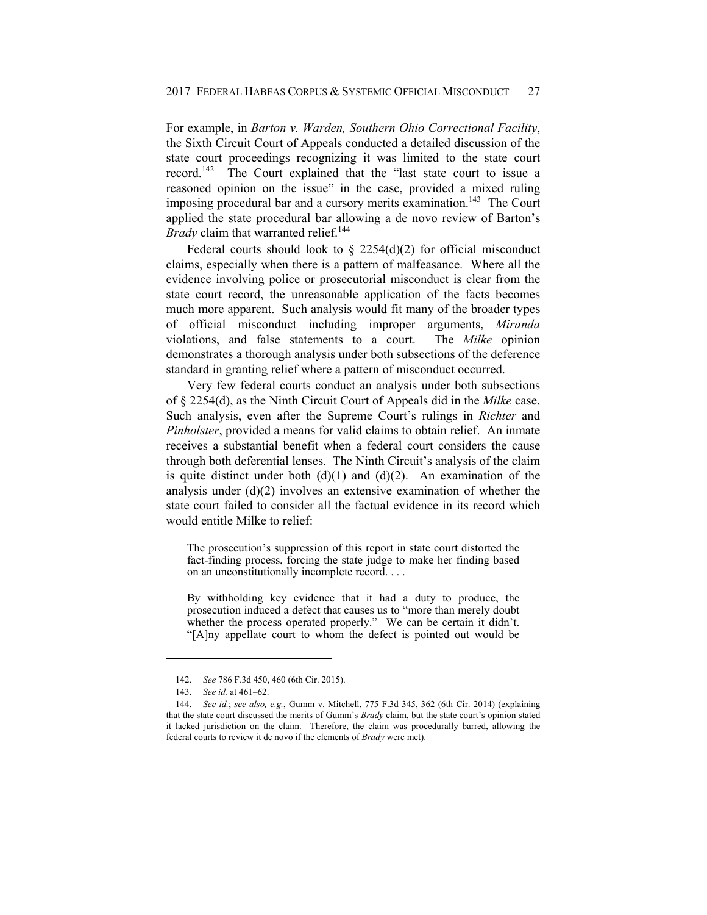For example, in *Barton v. Warden, Southern Ohio Correctional Facility*, the Sixth Circuit Court of Appeals conducted a detailed discussion of the state court proceedings recognizing it was limited to the state court record.[142] The Court explained that the "last state court to issue a reasoned opinion on the issue" in the case, provided a mixed ruling imposing procedural bar and a cursory merits examination.[143] The Court applied the state procedural bar allowing a de novo review of Barton's *Brady* claim that warranted relief.[144]

Federal courts should look to § 2254(d)(2) for official misconduct claims, especially when there is a pattern of malfeasance. Where all the evidence involving police or prosecutorial misconduct is clear from the state court record, the unreasonable application of the facts becomes much more apparent. Such analysis would fit many of the broader types of official misconduct including improper arguments, *Miranda* violations, and false statements to a court. The *Milke* opinion demonstrates a thorough analysis under both subsections of the deference standard in granting relief where a pattern of misconduct occurred.

Very few federal courts conduct an analysis under both subsections of § 2254(d), as the Ninth Circuit Court of Appeals did in the *Milke* case. Such analysis, even after the Supreme Court's rulings in *Richter* and *Pinholster*, provided a means for valid claims to obtain relief. An inmate receives a substantial benefit when a federal court considers the cause through both deferential lenses. The Ninth Circuit's analysis of the claim is quite distinct under both (d)(1) and (d)(2). An examination of the analysis under (d)(2) involves an extensive examination of whether the state court failed to consider all the factual evidence in its record which would entitle Milke to relief:

> The prosecution's suppression of this report in state court distorted the fact-finding process, forcing the state judge to make her finding based on an unconstitutionally incomplete record. . . .
>
> By withholding key evidence that it had a duty to produce, the prosecution induced a defect that causes us to "more than merely doubt whether the process operated properly." We can be certain it didn't. "[A]ny appellate court to whom the defect is pointed out would be

---

142. *See* 786 F.3d 450, 460 (6th Cir. 2015).

143. *See id.* at 461–62.

144. *See id.*; *see also, e.g.*, Gumm v. Mitchell, 775 F.3d 345, 362 (6th Cir. 2014) (explaining that the state court discussed the merits of Gumm's *Brady* claim, but the state court's opinion stated it lacked jurisdiction on the claim. Therefore, the claim was procedurally barred, allowing the federal courts to review it de novo if the elements of *Brady* were met).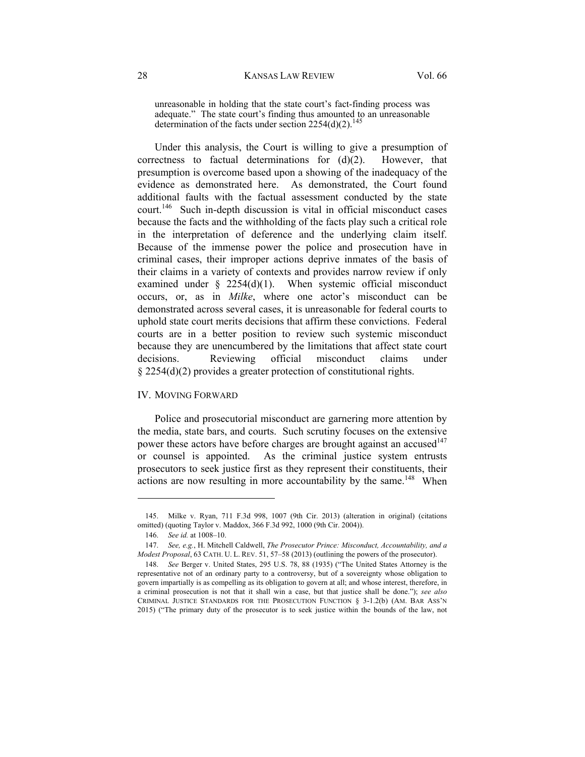> unreasonable in holding that the state court's fact-finding process was adequate." The state court's finding thus amounted to an unreasonable determination of the facts under section 2254(d)(2).[145]

Under this analysis, the Court is willing to give a presumption of correctness to factual determinations for (d)(2). However, that presumption is overcome based upon a showing of the inadequacy of the evidence as demonstrated here. As demonstrated, the Court found additional faults with the factual assessment conducted by the state court.[146] Such in-depth discussion is vital in official misconduct cases because the facts and the withholding of the facts play such a critical role in the interpretation of deference and the underlying claim itself. Because of the immense power the police and prosecution have in criminal cases, their improper actions deprive inmates of the basis of their claims in a variety of contexts and provides narrow review if only examined under § 2254(d)(1). When systemic official misconduct occurs, or, as in *Milke*, where one actor's misconduct can be demonstrated across several cases, it is unreasonable for federal courts to uphold state court merits decisions that affirm these convictions. Federal courts are in a better position to review such systemic misconduct because they are unencumbered by the limitations that affect state court decisions. Reviewing official misconduct claims under § 2254(d)(2) provides a greater protection of constitutional rights.

## IV. MOVING FORWARD

Police and prosecutorial misconduct are garnering more attention by the media, state bars, and courts. Such scrutiny focuses on the extensive power these actors have before charges are brought against an accused[147] or counsel is appointed. As the criminal justice system entrusts prosecutors to seek justice first as they represent their constituents, their actions are now resulting in more accountability by the same.[148] When

---

145. Milke v. Ryan, 711 F.3d 998, 1007 (9th Cir. 2013) (alteration in original) (citations omitted) (quoting Taylor v. Maddox, 366 F.3d 992, 1000 (9th Cir. 2004)).

146. *See id.* at 1008–10.

147. *See, e.g.*, H. Mitchell Caldwell, *The Prosecutor Prince: Misconduct, Accountability, and a Modest Proposal*, 63 CATH. U. L. REV. 51, 57–58 (2013) (outlining the powers of the prosecutor).

148. *See* Berger v. United States, 295 U.S. 78, 88 (1935) ("The United States Attorney is the representative not of an ordinary party to a controversy, but of a sovereignty whose obligation to govern impartially is as compelling as its obligation to govern at all; and whose interest, therefore, in a criminal prosecution is not that it shall win a case, but that justice shall be done."); *see also* CRIMINAL JUSTICE STANDARDS FOR THE PROSECUTION FUNCTION § 3-1.2(b) (AM. BAR ASS'N 2015) ("The primary duty of the prosecutor is to seek justice within the bounds of the law, not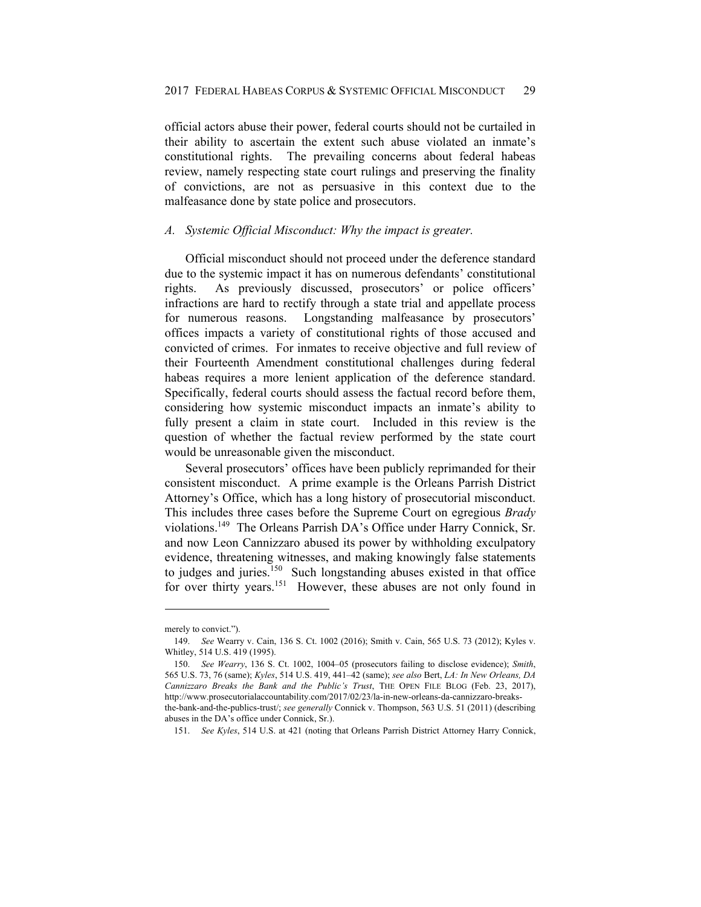official actors abuse their power, federal courts should not be curtailed in their ability to ascertain the extent such abuse violated an inmate's constitutional rights. The prevailing concerns about federal habeas review, namely respecting state court rulings and preserving the finality of convictions, are not as persuasive in this context due to the malfeasance done by state police and prosecutors.

### *A. Systemic Official Misconduct: Why the impact is greater.*

Official misconduct should not proceed under the deference standard due to the systemic impact it has on numerous defendants' constitutional rights. As previously discussed, prosecutors' or police officers' infractions are hard to rectify through a state trial and appellate process for numerous reasons. Longstanding malfeasance by prosecutors' offices impacts a variety of constitutional rights of those accused and convicted of crimes. For inmates to receive objective and full review of their Fourteenth Amendment constitutional challenges during federal habeas requires a more lenient application of the deference standard. Specifically, federal courts should assess the factual record before them, considering how systemic misconduct impacts an inmate's ability to fully present a claim in state court. Included in this review is the question of whether the factual review performed by the state court would be unreasonable given the misconduct.

Several prosecutors' offices have been publicly reprimanded for their consistent misconduct. A prime example is the Orleans Parrish District Attorney's Office, which has a long history of prosecutorial misconduct. This includes three cases before the Supreme Court on egregious *Brady* violations.[149] The Orleans Parrish DA's Office under Harry Connick, Sr. and now Leon Cannizzaro abused its power by withholding exculpatory evidence, threatening witnesses, and making knowingly false statements to judges and juries.[150] Such longstanding abuses existed in that office for over thirty years.[151] However, these abuses are not only found in

---

merely to convict.").

149. *See* Wearry v. Cain, 136 S. Ct. 1002 (2016); Smith v. Cain, 565 U.S. 73 (2012); Kyles v. Whitley, 514 U.S. 419 (1995).

150. *See Wearry*, 136 S. Ct. 1002, 1004–05 (prosecutors failing to disclose evidence); *Smith*, 565 U.S. 73, 76 (same); *Kyles*, 514 U.S. 419, 441–42 (same); *see also* Bert, *LA: In New Orleans, DA Cannizzaro Breaks the Bank and the Public's Trust*, THE OPEN FILE BLOG (Feb. 23, 2017), http://www.prosecutorialaccountability.com/2017/02/23/la-in-new-orleans-da-cannizzaro-breaks-the-bank-and-the-publics-trust/; *see generally* Connick v. Thompson, 563 U.S. 51 (2011) (describing abuses in the DA's office under Connick, Sr.).

151. *See Kyles*, 514 U.S. at 421 (noting that Orleans Parrish District Attorney Harry Connick,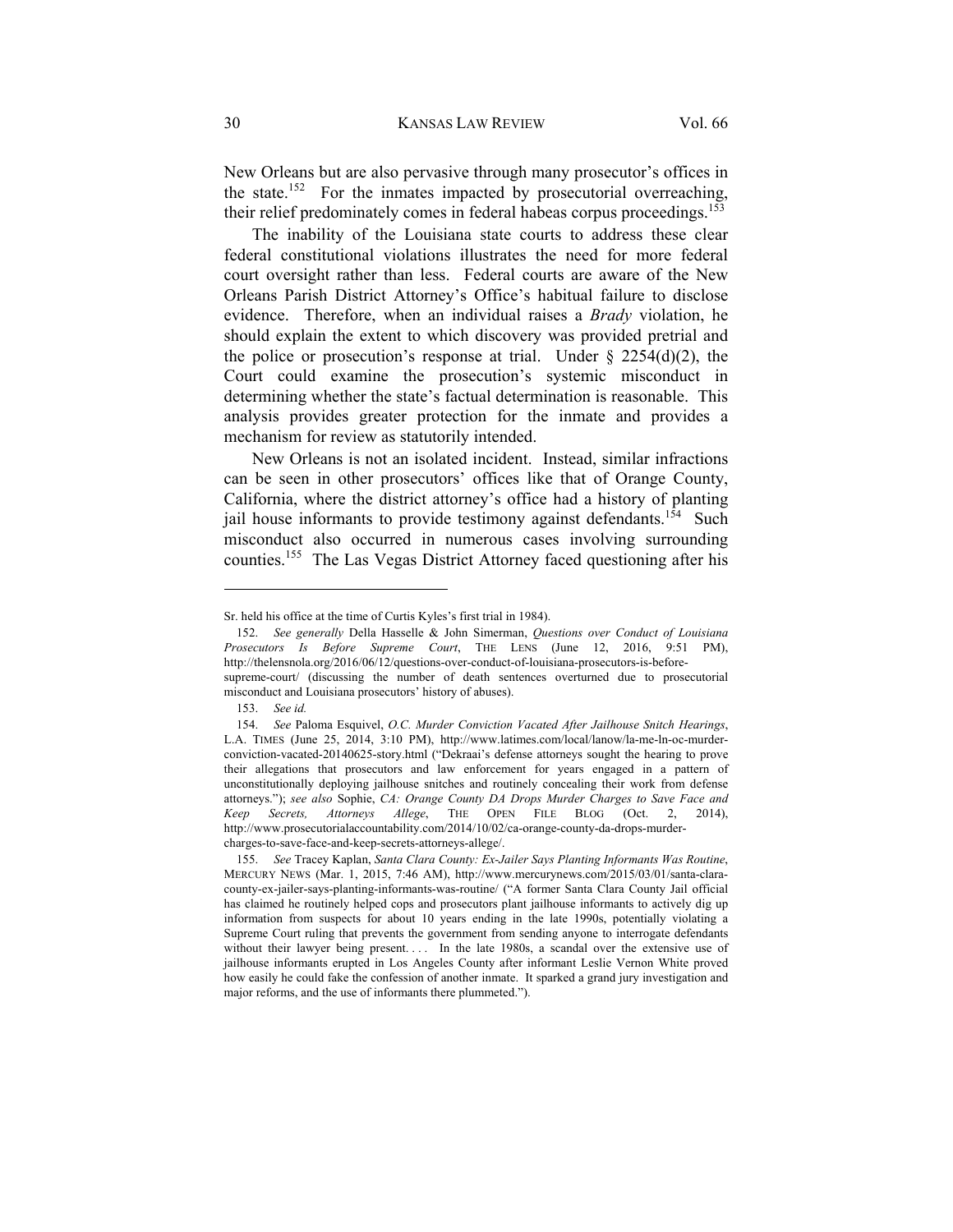New Orleans but are also pervasive through many prosecutor's offices in the state.[152] For the inmates impacted by prosecutorial overreaching, their relief predominately comes in federal habeas corpus proceedings.[153]

The inability of the Louisiana state courts to address these clear federal constitutional violations illustrates the need for more federal court oversight rather than less. Federal courts are aware of the New Orleans Parish District Attorney's Office's habitual failure to disclose evidence. Therefore, when an individual raises a *Brady* violation, he should explain the extent to which discovery was provided pretrial and the police or prosecution's response at trial. Under § 2254(d)(2), the Court could examine the prosecution's systemic misconduct in determining whether the state's factual determination is reasonable. This analysis provides greater protection for the inmate and provides a mechanism for review as statutorily intended.

New Orleans is not an isolated incident. Instead, similar infractions can be seen in other prosecutors' offices like that of Orange County, California, where the district attorney's office had a history of planting jail house informants to provide testimony against defendants.[154] Such misconduct also occurred in numerous cases involving surrounding counties.[155] The Las Vegas District Attorney faced questioning after his

---

Sr. held his office at the time of Curtis Kyles's first trial in 1984).

152. *See generally* Della Hasselle & John Simerman, *Questions over Conduct of Louisiana Prosecutors Is Before Supreme Court*, THE LENS (June 12, 2016, 9:51 PM), http://thelensnola.org/2016/06/12/questions-over-conduct-of-louisiana-prosecutors-is-before-supreme-court/ (discussing the number of death sentences overturned due to prosecutorial misconduct and Louisiana prosecutors' history of abuses).

153. *See id.*

154. *See* Paloma Esquivel, *O.C. Murder Conviction Vacated After Jailhouse Snitch Hearings*, L.A. TIMES (June 25, 2014, 3:10 PM), http://www.latimes.com/local/lanow/la-me-ln-oc-murder-conviction-vacated-20140625-story.html ("Dekraai's defense attorneys sought the hearing to prove their allegations that prosecutors and law enforcement for years engaged in a pattern of unconstitutionally deploying jailhouse snitches and routinely concealing their work from defense attorneys."); *see also* Sophie, *CA: Orange County DA Drops Murder Charges to Save Face and Keep Secrets, Attorneys Allege*, THE OPEN FILE BLOG (Oct. 2, 2014), http://www.prosecutorialaccountability.com/2014/10/02/ca-orange-county-da-drops-murder-charges-to-save-face-and-keep-secrets-attorneys-allege/.

155. *See* Tracey Kaplan, *Santa Clara County: Ex-Jailer Says Planting Informants Was Routine*, MERCURY NEWS (Mar. 1, 2015, 7:46 AM), http://www.mercurynews.com/2015/03/01/santa-clara-county-ex-jailer-says-planting-informants-was-routine/ ("A former Santa Clara County Jail official has claimed he routinely helped cops and prosecutors plant jailhouse informants to actively dig up information from suspects for about 10 years ending in the late 1990s, potentially violating a Supreme Court ruling that prevents the government from sending anyone to interrogate defendants without their lawyer being present. . . . In the late 1980s, a scandal over the extensive use of jailhouse informants erupted in Los Angeles County after informant Leslie Vernon White proved how easily he could fake the confession of another inmate. It sparked a grand jury investigation and major reforms, and the use of informants there plummeted.").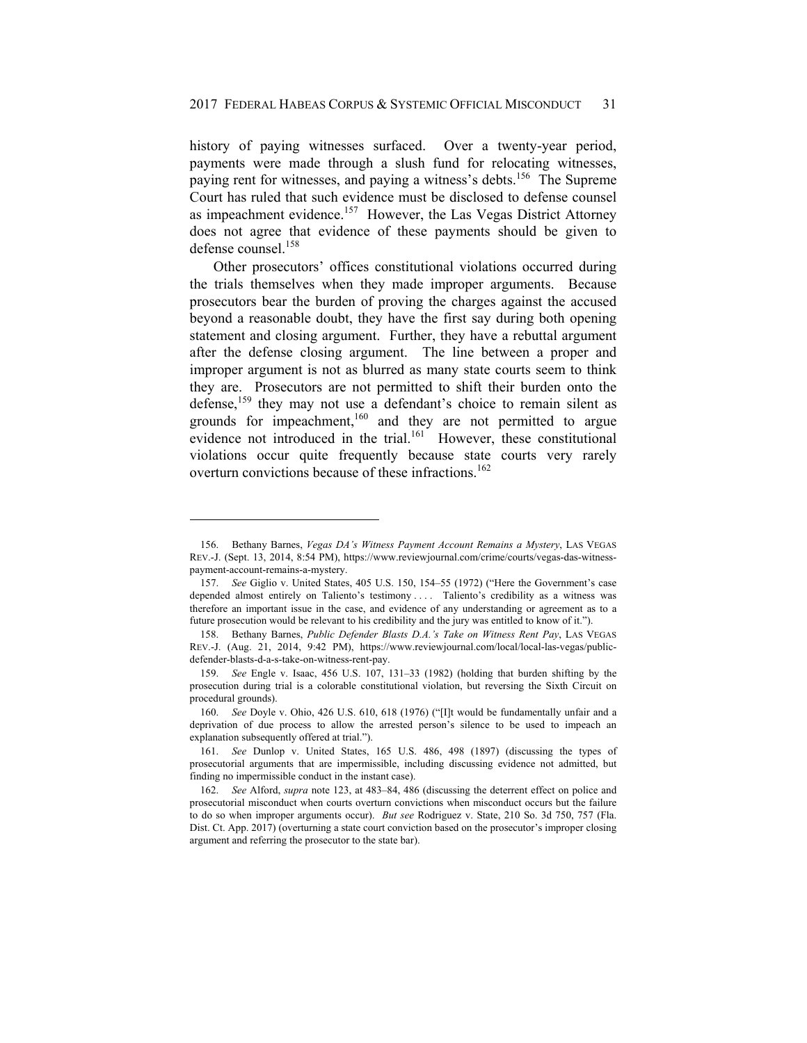history of paying witnesses surfaced. Over a twenty-year period, payments were made through a slush fund for relocating witnesses, paying rent for witnesses, and paying a witness's debts.[156] The Supreme Court has ruled that such evidence must be disclosed to defense counsel as impeachment evidence.[157] However, the Las Vegas District Attorney does not agree that evidence of these payments should be given to defense counsel.[158]

Other prosecutors' offices constitutional violations occurred during the trials themselves when they made improper arguments. Because prosecutors bear the burden of proving the charges against the accused beyond a reasonable doubt, they have the first say during both opening statement and closing argument. Further, they have a rebuttal argument after the defense closing argument. The line between a proper and improper argument is not as blurred as many state courts seem to think they are. Prosecutors are not permitted to shift their burden onto the defense,[159] they may not use a defendant's choice to remain silent as grounds for impeachment,[160] and they are not permitted to argue evidence not introduced in the trial.[161] However, these constitutional violations occur quite frequently because state courts very rarely overturn convictions because of these infractions.[162]

---

156. Bethany Barnes, *Vegas DA's Witness Payment Account Remains a Mystery*, LAS VEGAS REV.-J. (Sept. 13, 2014, 8:54 PM), https://www.reviewjournal.com/crime/courts/vegas-das-witness-payment-account-remains-a-mystery.

157. *See* Giglio v. United States, 405 U.S. 150, 154–55 (1972) ("Here the Government's case depended almost entirely on Taliento's testimony . . . . Taliento's credibility as a witness was therefore an important issue in the case, and evidence of any understanding or agreement as to a future prosecution would be relevant to his credibility and the jury was entitled to know of it.").

158. Bethany Barnes, *Public Defender Blasts D.A.'s Take on Witness Rent Pay*, LAS VEGAS REV.-J. (Aug. 21, 2014, 9:42 PM), https://www.reviewjournal.com/local/local-las-vegas/public-defender-blasts-d-a-s-take-on-witness-rent-pay.

159. *See* Engle v. Isaac, 456 U.S. 107, 131–33 (1982) (holding that burden shifting by the prosecution during trial is a colorable constitutional violation, but reversing the Sixth Circuit on procedural grounds).

160. *See* Doyle v. Ohio, 426 U.S. 610, 618 (1976) ("[I]t would be fundamentally unfair and a deprivation of due process to allow the arrested person's silence to be used to impeach an explanation subsequently offered at trial.").

161. *See* Dunlop v. United States, 165 U.S. 486, 498 (1897) (discussing the types of prosecutorial arguments that are impermissible, including discussing evidence not admitted, but finding no impermissible conduct in the instant case).

162. *See* Alford, *supra* note 123, at 483–84, 486 (discussing the deterrent effect on police and prosecutorial misconduct when courts overturn convictions when misconduct occurs but the failure to do so when improper arguments occur). *But see* Rodriguez v. State, 210 So. 3d 750, 757 (Fla. Dist. Ct. App. 2017) (overturning a state court conviction based on the prosecutor's improper closing argument and referring the prosecutor to the state bar).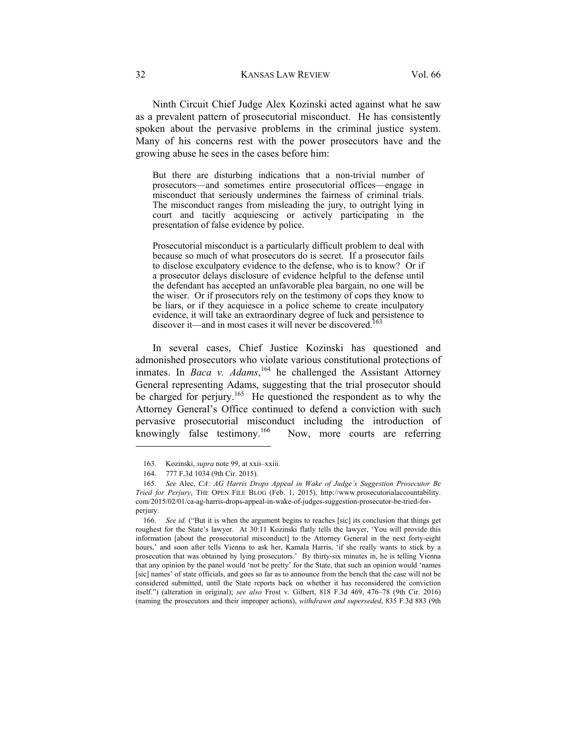Ninth Circuit Chief Judge Alex Kozinski acted against what he saw as a prevalent pattern of prosecutorial misconduct. He has consistently spoken about the pervasive problems in the criminal justice system. Many of his concerns rest with the power prosecutors have and the growing abuse he sees in the cases before him:

> But there are disturbing indications that a non-trivial number of prosecutors—and sometimes entire prosecutorial offices—engage in misconduct that seriously undermines the fairness of criminal trials. The misconduct ranges from misleading the jury, to outright lying in court and tacitly acquiescing or actively participating in the presentation of false evidence by police.
>
> Prosecutorial misconduct is a particularly difficult problem to deal with because so much of what prosecutors do is secret. If a prosecutor fails to disclose exculpatory evidence to the defense, who is to know? Or if a prosecutor delays disclosure of evidence helpful to the defense until the defendant has accepted an unfavorable plea bargain, no one will be the wiser. Or if prosecutors rely on the testimony of cops they know to be liars, or if they acquiesce in a police scheme to create inculpatory evidence, it will take an extraordinary degree of luck and persistence to discover it—and in most cases it will never be discovered.[163]

In several cases, Chief Justice Kozinski has questioned and admonished prosecutors who violate various constitutional protections of inmates. In *Baca v. Adams*,[164] he challenged the Assistant Attorney General representing Adams, suggesting that the trial prosecutor should be charged for perjury.[165] He questioned the respondent as to why the Attorney General's Office continued to defend a conviction with such pervasive prosecutorial misconduct including the introduction of knowingly false testimony.[166] Now, more courts are referring

---

163. Kozinski, *supra* note 99, at xxii–xxiii.

164. 777 F.3d 1034 (9th Cir. 2015).

165. *See* Alec, *CA: AG Harris Drops Appeal in Wake of Judge's Suggestion Prosecutor Be Tried for Perjury*, THE OPEN FILE BLOG (Feb. 1, 2015), http://www.prosecutorialaccountability.com/2015/02/01/ca-ag-harris-drops-appeal-in-wake-of-judges-suggestion-prosecutor-be-tried-for-perjury.

166. *See id.* ("But it is when the argument begins to reaches [sic] its conclusion that things get roughest for the State's lawyer. At 30:11 Kozinski flatly tells the lawyer, 'You will provide this information [about the prosecutorial misconduct] to the Attorney General in the next forty-eight hours,' and soon after tells Vienna to ask her, Kamala Harris, 'if she really wants to stick by a prosecution that was obtained by lying prosecutors.' By thirty-six minutes in, he is telling Vienna that any opinion by the panel would 'not be pretty' for the State, that such an opinion would 'names [sic] names' of state officials, and goes so far as to announce from the bench that the case will not be considered submitted, until the State reports back on whether it has reconsidered the conviction itself.") (alteration in original); *see also* Frost v. Gilbert, 818 F.3d 469, 476–78 (9th Cir. 2016) (naming the prosecutors and their improper actions), *withdrawn and superseded*, 835 F.3d 883 (9th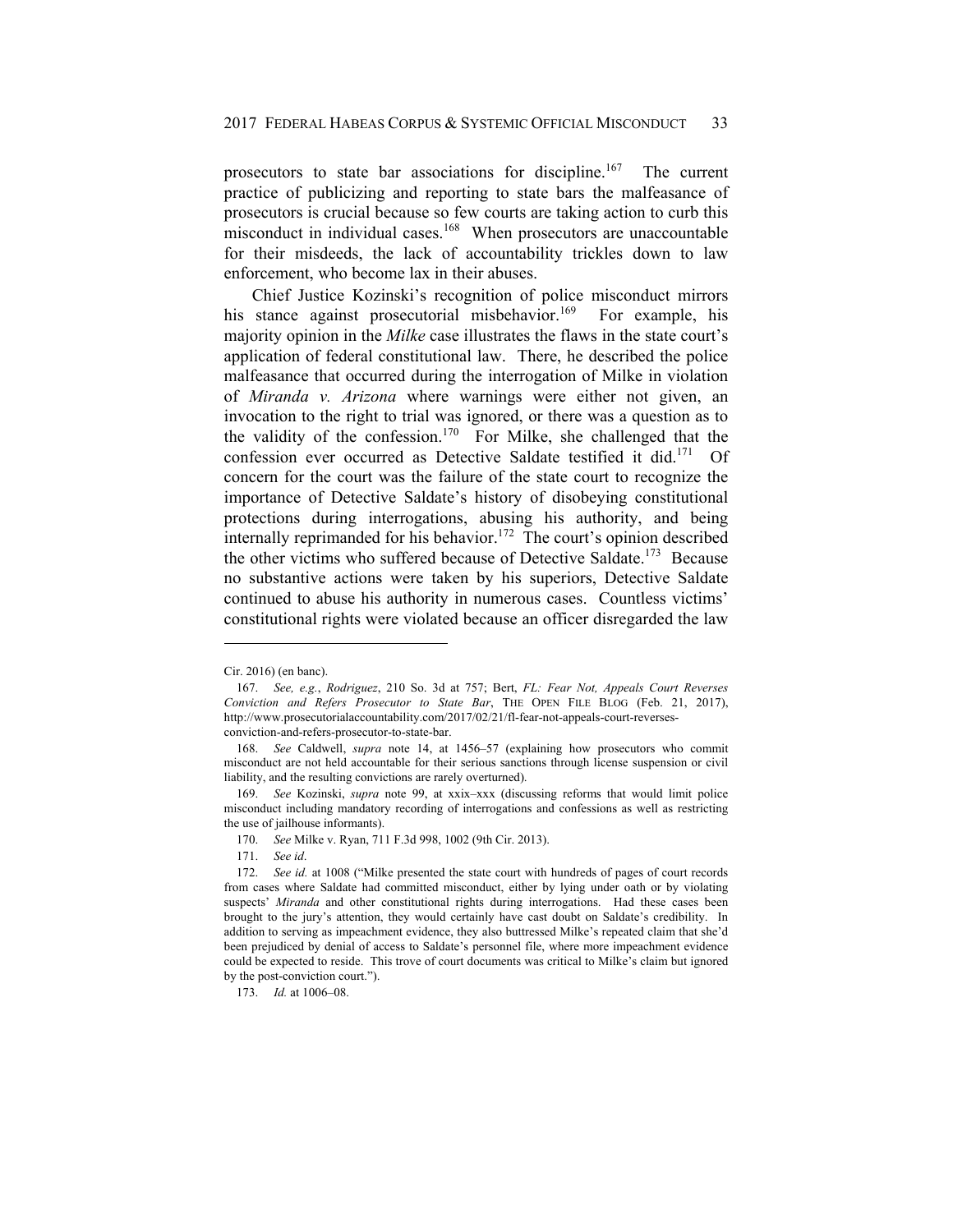prosecutors to state bar associations for discipline.[167] The current practice of publicizing and reporting to state bars the malfeasance of prosecutors is crucial because so few courts are taking action to curb this misconduct in individual cases.[168] When prosecutors are unaccountable for their misdeeds, the lack of accountability trickles down to law enforcement, who become lax in their abuses.

Chief Justice Kozinski's recognition of police misconduct mirrors his stance against prosecutorial misbehavior.[169] For example, his majority opinion in the *Milke* case illustrates the flaws in the state court's application of federal constitutional law. There, he described the police malfeasance that occurred during the interrogation of Milke in violation of *Miranda v. Arizona* where warnings were either not given, an invocation to the right to trial was ignored, or there was a question as to the validity of the confession.[170] For Milke, she challenged that the confession ever occurred as Detective Saldate testified it did.[171] Of concern for the court was the failure of the state court to recognize the importance of Detective Saldate's history of disobeying constitutional protections during interrogations, abusing his authority, and being internally reprimanded for his behavior.[172] The court's opinion described the other victims who suffered because of Detective Saldate.[173] Because no substantive actions were taken by his superiors, Detective Saldate continued to abuse his authority in numerous cases. Countless victims' constitutional rights were violated because an officer disregarded the law

---

Cir. 2016) (en banc).

167. *See, e.g.*, *Rodriguez*, 210 So. 3d at 757; Bert, *FL: Fear Not, Appeals Court Reverses Conviction and Refers Prosecutor to State Bar*, THE OPEN FILE BLOG (Feb. 21, 2017), http://www.prosecutorialaccountability.com/2017/02/21/fl-fear-not-appeals-court-reverses-conviction-and-refers-prosecutor-to-state-bar.

168. *See* Caldwell, *supra* note 14, at 1456–57 (explaining how prosecutors who commit misconduct are not held accountable for their serious sanctions through license suspension or civil liability, and the resulting convictions are rarely overturned).

169. *See* Kozinski, *supra* note 99, at xxix–xxx (discussing reforms that would limit police misconduct including mandatory recording of interrogations and confessions as well as restricting the use of jailhouse informants).

170. *See* Milke v. Ryan, 711 F.3d 998, 1002 (9th Cir. 2013).

171. *See id.*

172. *See id.* at 1008 ("Milke presented the state court with hundreds of pages of court records from cases where Saldate had committed misconduct, either by lying under oath or by violating suspects' *Miranda* and other constitutional rights during interrogations. Had these cases been brought to the jury's attention, they would certainly have cast doubt on Saldate's credibility. In addition to serving as impeachment evidence, they also buttressed Milke's repeated claim that she'd been prejudiced by denial of access to Saldate's personnel file, where more impeachment evidence could be expected to reside. This trove of court documents was critical to Milke's claim but ignored by the post-conviction court.").

173. *Id.* at 1006–08.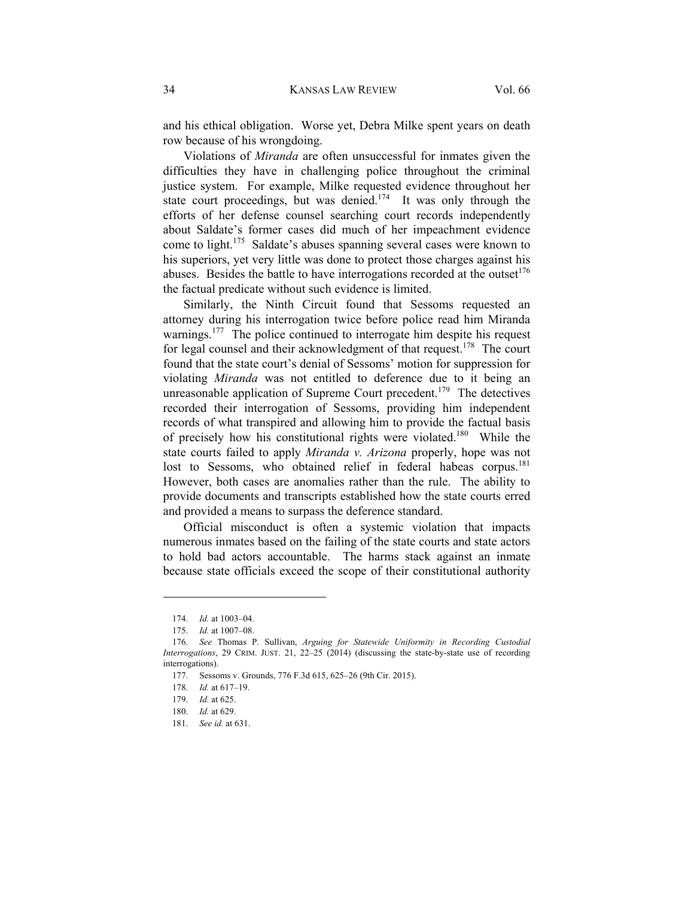and his ethical obligation. Worse yet, Debra Milke spent years on death row because of his wrongdoing.

Violations of *Miranda* are often unsuccessful for inmates given the difficulties they have in challenging police throughout the criminal justice system. For example, Milke requested evidence throughout her state court proceedings, but was denied.[174] It was only through the efforts of her defense counsel searching court records independently about Saldate's former cases did much of her impeachment evidence come to light.[175] Saldate's abuses spanning several cases were known to his superiors, yet very little was done to protect those charges against his abuses. Besides the battle to have interrogations recorded at the outset[176] the factual predicate without such evidence is limited.

Similarly, the Ninth Circuit found that Sessoms requested an attorney during his interrogation twice before police read him Miranda warnings.[177] The police continued to interrogate him despite his request for legal counsel and their acknowledgment of that request.[178] The court found that the state court's denial of Sessoms' motion for suppression for violating *Miranda* was not entitled to deference due to it being an unreasonable application of Supreme Court precedent.[179] The detectives recorded their interrogation of Sessoms, providing him independent records of what transpired and allowing him to provide the factual basis of precisely how his constitutional rights were violated.[180] While the state courts failed to apply *Miranda v. Arizona* properly, hope was not lost to Sessoms, who obtained relief in federal habeas corpus.[181] However, both cases are anomalies rather than the rule. The ability to provide documents and transcripts established how the state courts erred and provided a means to surpass the deference standard.

Official misconduct is often a systemic violation that impacts numerous inmates based on the failing of the state courts and state actors to hold bad actors accountable. The harms stack against an inmate because state officials exceed the scope of their constitutional authority

---

174. *Id.* at 1003–04.

175. *Id.* at 1007–08.

176. *See* Thomas P. Sullivan, *Arguing for Statewide Uniformity in Recording Custodial Interrogations*, 29 CRIM. JUST. 21, 22–25 (2014) (discussing the state-by-state use of recording interrogations).

177. Sessoms v. Grounds, 776 F.3d 615, 625–26 (9th Cir. 2015).

178. *Id.* at 617–19.

179. *Id.* at 625.

180. *Id.* at 629.

181. *See id.* at 631.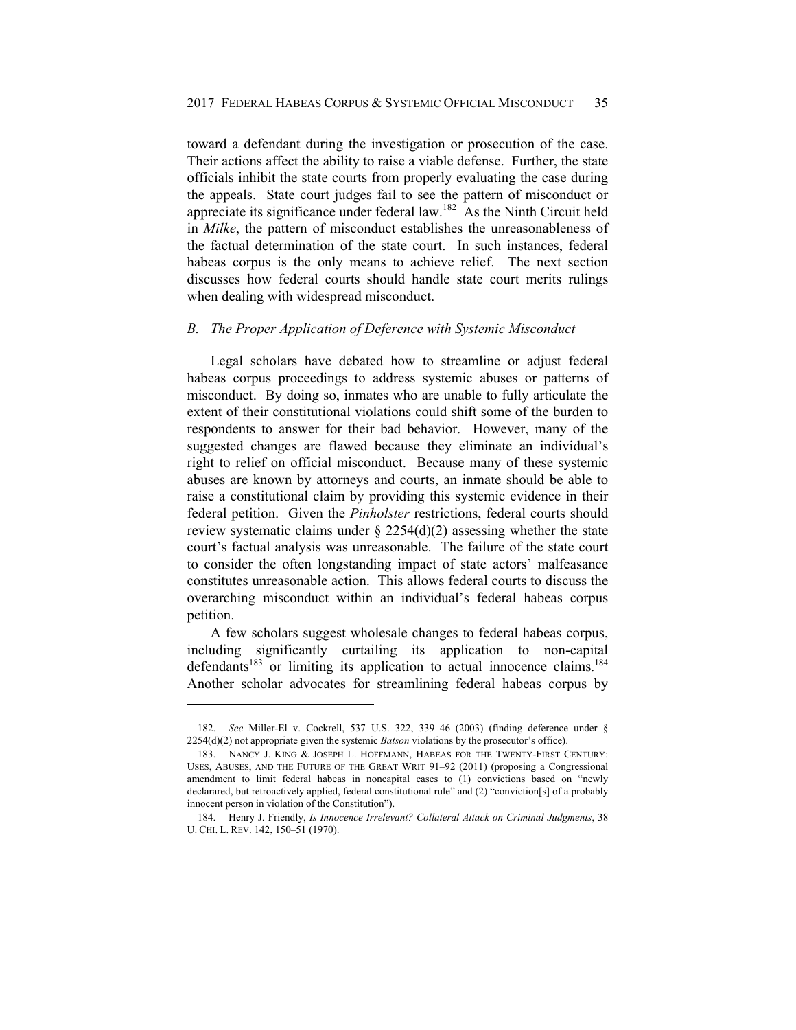toward a defendant during the investigation or prosecution of the case. Their actions affect the ability to raise a viable defense. Further, the state officials inhibit the state courts from properly evaluating the case during the appeals. State court judges fail to see the pattern of misconduct or appreciate its significance under federal law.[182] As the Ninth Circuit held in *Milke*, the pattern of misconduct establishes the unreasonableness of the factual determination of the state court. In such instances, federal habeas corpus is the only means to achieve relief. The next section discusses how federal courts should handle state court merits rulings when dealing with widespread misconduct.

### *B. The Proper Application of Deference with Systemic Misconduct*

Legal scholars have debated how to streamline or adjust federal habeas corpus proceedings to address systemic abuses or patterns of misconduct. By doing so, inmates who are unable to fully articulate the extent of their constitutional violations could shift some of the burden to respondents to answer for their bad behavior. However, many of the suggested changes are flawed because they eliminate an individual's right to relief on official misconduct. Because many of these systemic abuses are known by attorneys and courts, an inmate should be able to raise a constitutional claim by providing this systemic evidence in their federal petition. Given the *Pinholster* restrictions, federal courts should review systematic claims under § 2254(d)(2) assessing whether the state court's factual analysis was unreasonable. The failure of the state court to consider the often longstanding impact of state actors' malfeasance constitutes unreasonable action. This allows federal courts to discuss the overarching misconduct within an individual's federal habeas corpus petition.

A few scholars suggest wholesale changes to federal habeas corpus, including significantly curtailing its application to non-capital defendants[183] or limiting its application to actual innocence claims.[184] Another scholar advocates for streamlining federal habeas corpus by

---

182. *See* Miller-El v. Cockrell, 537 U.S. 322, 339–46 (2003) (finding deference under § 2254(d)(2) not appropriate given the systemic *Batson* violations by the prosecutor's office).

183. NANCY J. KING & JOSEPH L. HOFFMANN, HABEAS FOR THE TWENTY-FIRST CENTURY: USES, ABUSES, AND THE FUTURE OF THE GREAT WRIT 91–92 (2011) (proposing a Congressional amendment to limit federal habeas in noncapital cases to (1) convictions based on "newly declarared, but retroactively applied, federal constitutional rule" and (2) "conviction[s] of a probably innocent person in violation of the Constitution").

184. Henry J. Friendly, *Is Innocence Irrelevant? Collateral Attack on Criminal Judgments*, 38 U. CHI. L. REV. 142, 150–51 (1970).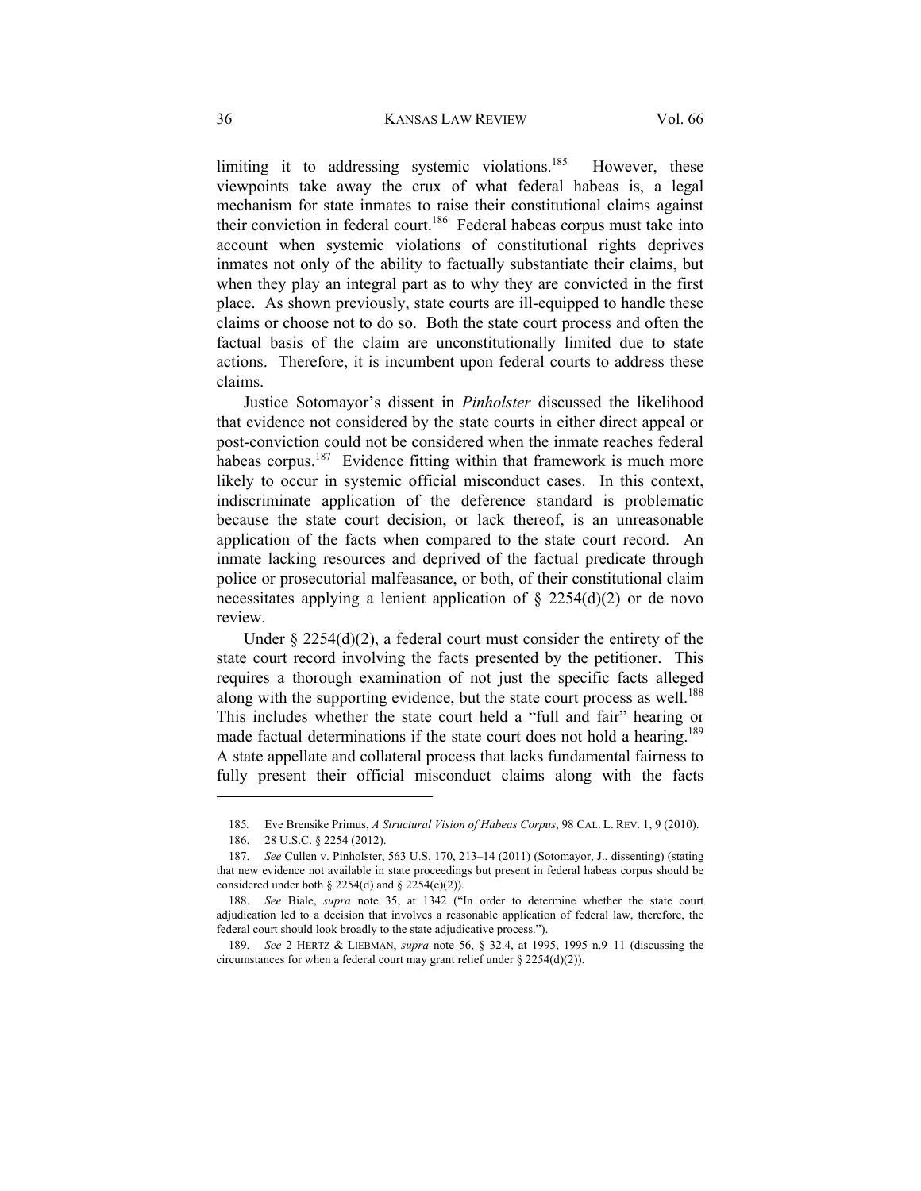limiting it to addressing systemic violations.[185] However, these viewpoints take away the crux of what federal habeas is, a legal mechanism for state inmates to raise their constitutional claims against their conviction in federal court.[186] Federal habeas corpus must take into account when systemic violations of constitutional rights deprives inmates not only of the ability to factually substantiate their claims, but when they play an integral part as to why they are convicted in the first place. As shown previously, state courts are ill-equipped to handle these claims or choose not to do so. Both the state court process and often the factual basis of the claim are unconstitutionally limited due to state actions. Therefore, it is incumbent upon federal courts to address these claims.

Justice Sotomayor's dissent in *Pinholster* discussed the likelihood that evidence not considered by the state courts in either direct appeal or post-conviction could not be considered when the inmate reaches federal habeas corpus.[187] Evidence fitting within that framework is much more likely to occur in systemic official misconduct cases. In this context, indiscriminate application of the deference standard is problematic because the state court decision, or lack thereof, is an unreasonable application of the facts when compared to the state court record. An inmate lacking resources and deprived of the factual predicate through police or prosecutorial malfeasance, or both, of their constitutional claim necessitates applying a lenient application of § 2254(d)(2) or de novo review.

Under § 2254(d)(2), a federal court must consider the entirety of the state court record involving the facts presented by the petitioner. This requires a thorough examination of not just the specific facts alleged along with the supporting evidence, but the state court process as well.[188] This includes whether the state court held a "full and fair" hearing or made factual determinations if the state court does not hold a hearing.[189] A state appellate and collateral process that lacks fundamental fairness to fully present their official misconduct claims along with the facts

---

185. Eve Brensike Primus, *A Structural Vision of Habeas Corpus*, 98 CAL. L. REV. 1, 9 (2010).

186. 28 U.S.C. § 2254 (2012).

187. *See* Cullen v. Pinholster, 563 U.S. 170, 213–14 (2011) (Sotomayor, J., dissenting) (stating that new evidence not available in state proceedings but present in federal habeas corpus should be considered under both § 2254(d) and § 2254(e)(2)).

188. *See* Biale, *supra* note 35, at 1342 ("In order to determine whether the state court adjudication led to a decision that involves a reasonable application of federal law, therefore, the federal court should look broadly to the state adjudicative process.").

189. *See* 2 HERTZ & LIEBMAN, *supra* note 56, § 32.4, at 1995, 1995 n.9–11 (discussing the circumstances for when a federal court may grant relief under § 2254(d)(2)).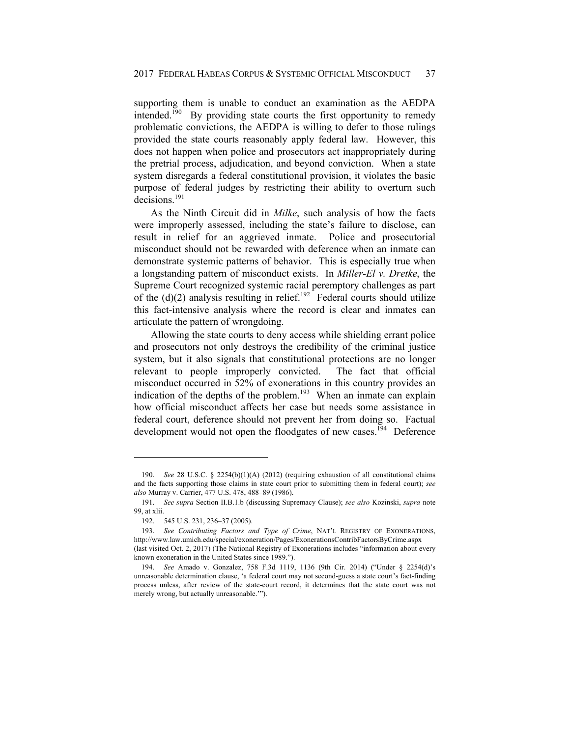supporting them is unable to conduct an examination as the AEDPA intended.[190] By providing state courts the first opportunity to remedy problematic convictions, the AEDPA is willing to defer to those rulings provided the state courts reasonably apply federal law. However, this does not happen when police and prosecutors act inappropriately during the pretrial process, adjudication, and beyond conviction. When a state system disregards a federal constitutional provision, it violates the basic purpose of federal judges by restricting their ability to overturn such decisions.[191]

As the Ninth Circuit did in *Milke*, such analysis of how the facts were improperly assessed, including the state's failure to disclose, can result in relief for an aggrieved inmate. Police and prosecutorial misconduct should not be rewarded with deference when an inmate can demonstrate systemic patterns of behavior. This is especially true when a longstanding pattern of misconduct exists. In *Miller-El v. Dretke*, the Supreme Court recognized systemic racial peremptory challenges as part of the (d)(2) analysis resulting in relief.[192] Federal courts should utilize this fact-intensive analysis where the record is clear and inmates can articulate the pattern of wrongdoing.

Allowing the state courts to deny access while shielding errant police and prosecutors not only destroys the credibility of the criminal justice system, but it also signals that constitutional protections are no longer relevant to people improperly convicted. The fact that official misconduct occurred in 52% of exonerations in this country provides an indication of the depths of the problem.[193] When an inmate can explain how official misconduct affects her case but needs some assistance in federal court, deference should not prevent her from doing so. Factual development would not open the floodgates of new cases.[194] Deference

---

190. *See* 28 U.S.C. § 2254(b)(1)(A) (2012) (requiring exhaustion of all constitutional claims and the facts supporting those claims in state court prior to submitting them in federal court); *see also* Murray v. Carrier, 477 U.S. 478, 488–89 (1986).

191. *See supra* Section II.B.1.b (discussing Supremacy Clause); *see also* Kozinski, *supra* note 99, at xlii.

192. 545 U.S. 231, 236–37 (2005).

193. *See Contributing Factors and Type of Crime*, NAT'L REGISTRY OF EXONERATIONS, http://www.law.umich.edu/special/exoneration/Pages/ExonerationsContribFactorsByCrime.aspx (last visited Oct. 2, 2017) (The National Registry of Exonerations includes "information about every known exoneration in the United States since 1989.").

194. *See* Amado v. Gonzalez, 758 F.3d 1119, 1136 (9th Cir. 2014) ("Under § 2254(d)'s unreasonable determination clause, 'a federal court may not second-guess a state court's fact-finding process unless, after review of the state-court record, it determines that the state court was not merely wrong, but actually unreasonable.'").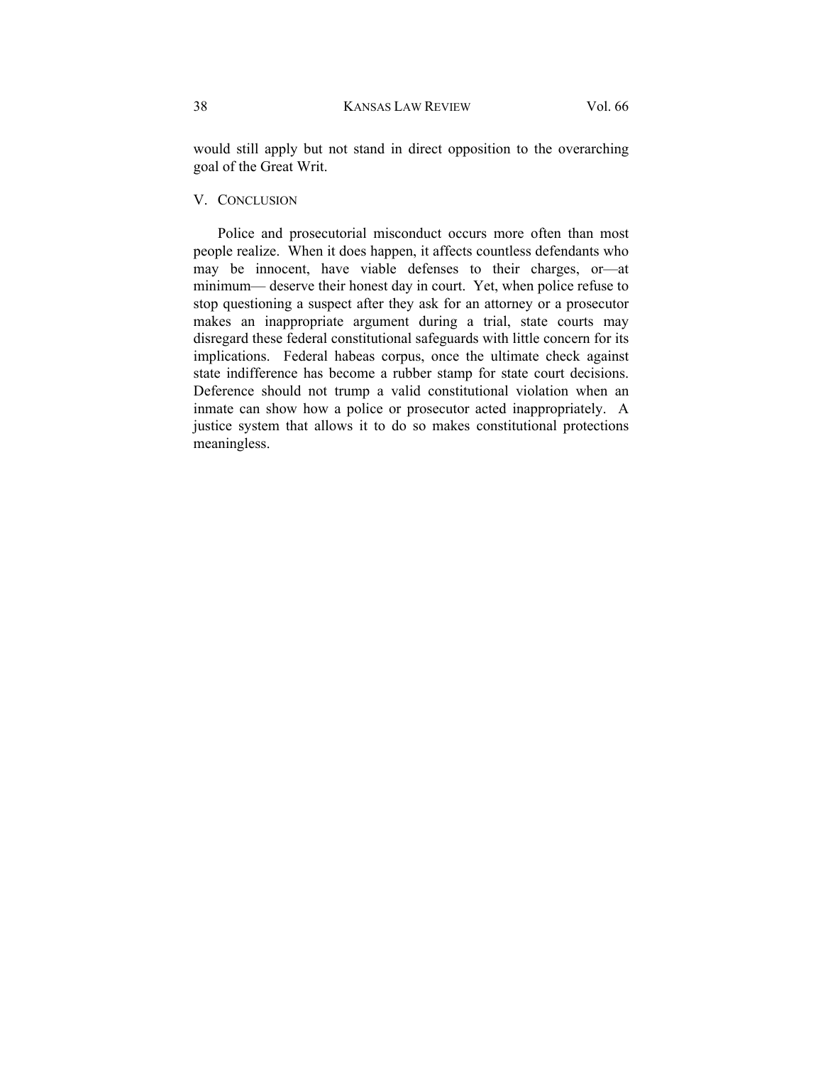would still apply but not stand in direct opposition to the overarching goal of the Great Writ.

## V. CONCLUSION

Police and prosecutorial misconduct occurs more often than most people realize. When it does happen, it affects countless defendants who may be innocent, have viable defenses to their charges, or—at minimum— deserve their honest day in court. Yet, when police refuse to stop questioning a suspect after they ask for an attorney or a prosecutor makes an inappropriate argument during a trial, state courts may disregard these federal constitutional safeguards with little concern for its implications. Federal habeas corpus, once the ultimate check against state indifference has become a rubber stamp for state court decisions. Deference should not trump a valid constitutional violation when an inmate can show how a police or prosecutor acted inappropriately. A justice system that allows it to do so makes constitutional protections meaningless.